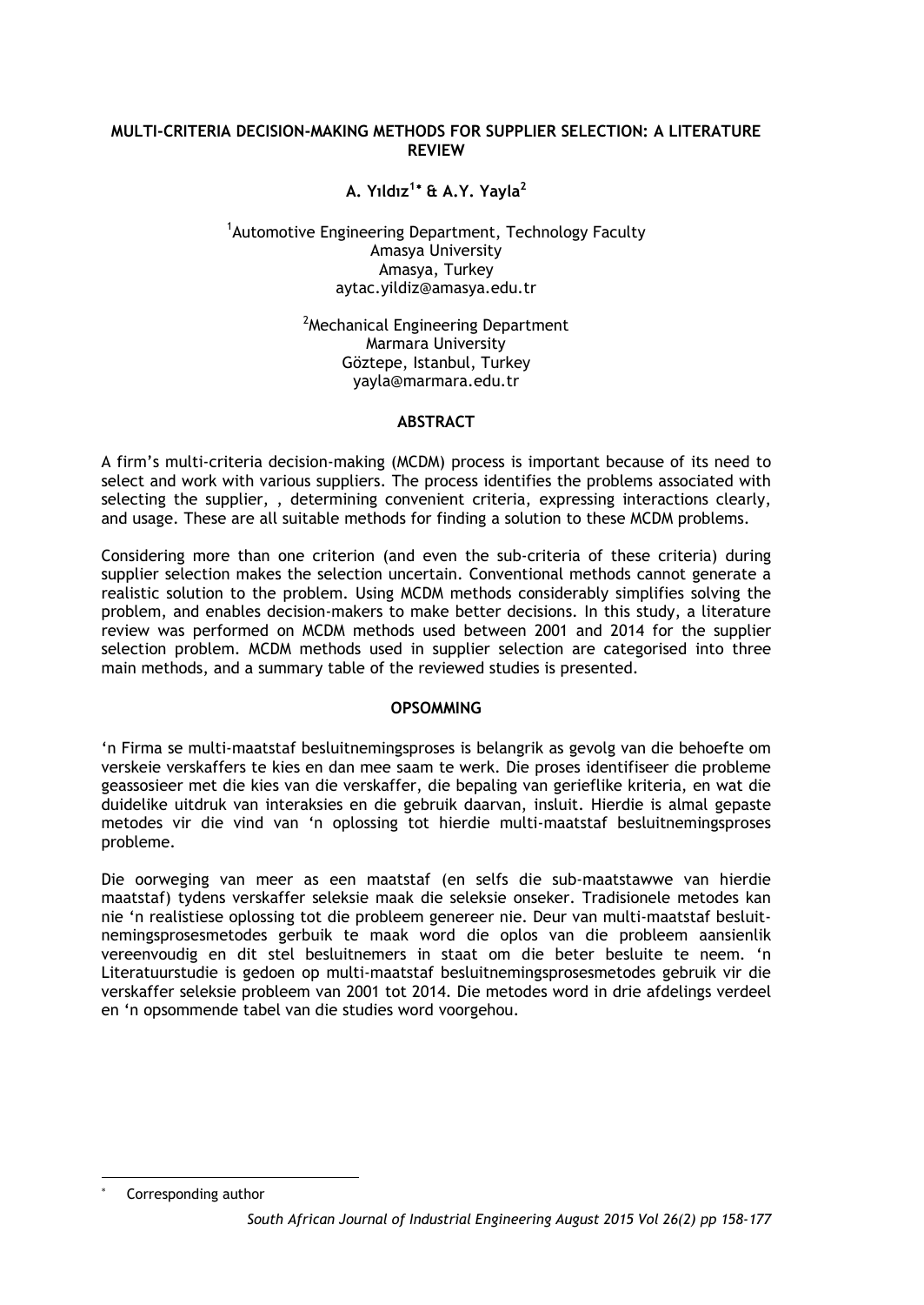# MULTI-CRITERIA DECISION-MAKING METHODS FOR SUPPLIER SELECTION: A LITERATURE REVIEW

**A. Yıldız[1]* & A.Y. Yayla[2]**

[1]Automotive Engineering Department, Technology Faculty
Amasya University
Amasya, Turkey
aytac.yildiz@amasya.edu.tr

[2]Mechanical Engineering Department
Marmara University
Göztepe, Istanbul, Turkey
yayla@marmara.edu.tr

## ABSTRACT

A firm's multi-criteria decision-making (MCDM) process is important because of its need to select and work with various suppliers. The process identifies the problems associated with selecting the supplier, , determining convenient criteria, expressing interactions clearly, and usage. These are all suitable methods for finding a solution to these MCDM problems.

Considering more than one criterion (and even the sub-criteria of these criteria) during supplier selection makes the selection uncertain. Conventional methods cannot generate a realistic solution to the problem. Using MCDM methods considerably simplifies solving the problem, and enables decision-makers to make better decisions. In this study, a literature review was performed on MCDM methods used between 2001 and 2014 for the supplier selection problem. MCDM methods used in supplier selection are categorised into three main methods, and a summary table of the reviewed studies is presented.

## OPSOMMING

'n Firma se multi-maatstaf besluitnemingsproses is belangrik as gevolg van die behoefte om verskeie verskaffers te kies en dan mee saam te werk. Die proses identifiseer die probleme geassosieer met die kies van die verskaffer, die bepaling van gerieflike kriteria, en wat die duidelike uitdruk van interaksies en die gebruik daarvan, insluit. Hierdie is almal gepaste metodes vir die vind van 'n oplossing tot hierdie multi-maatstaf besluitnemingsproses probleme.

Die oorweging van meer as een maatstaf (en selfs die sub-maatstawwe van hierdie maatstaf) tydens verskaffer seleksie maak die seleksie onseker. Tradisionele metodes kan nie 'n realistiese oplossing tot die probleem genereer nie. Deur van multi-maatstaf besluitnemingsprosesmetodes gerbuik te maak word die oplos van die probleem aansienlik vereenvoudig en dit stel besluitnemers in staat om die beter besluite te neem. 'n Literatuurstudie is gedoen op multi-maatstaf besluitnemingsprosesmetodes gebruik vir die verskaffer seleksie probleem van 2001 tot 2014. Die metodes word in drie afdelings verdeel en 'n opsommende tabel van die studies word voorgehou.

---

* Corresponding author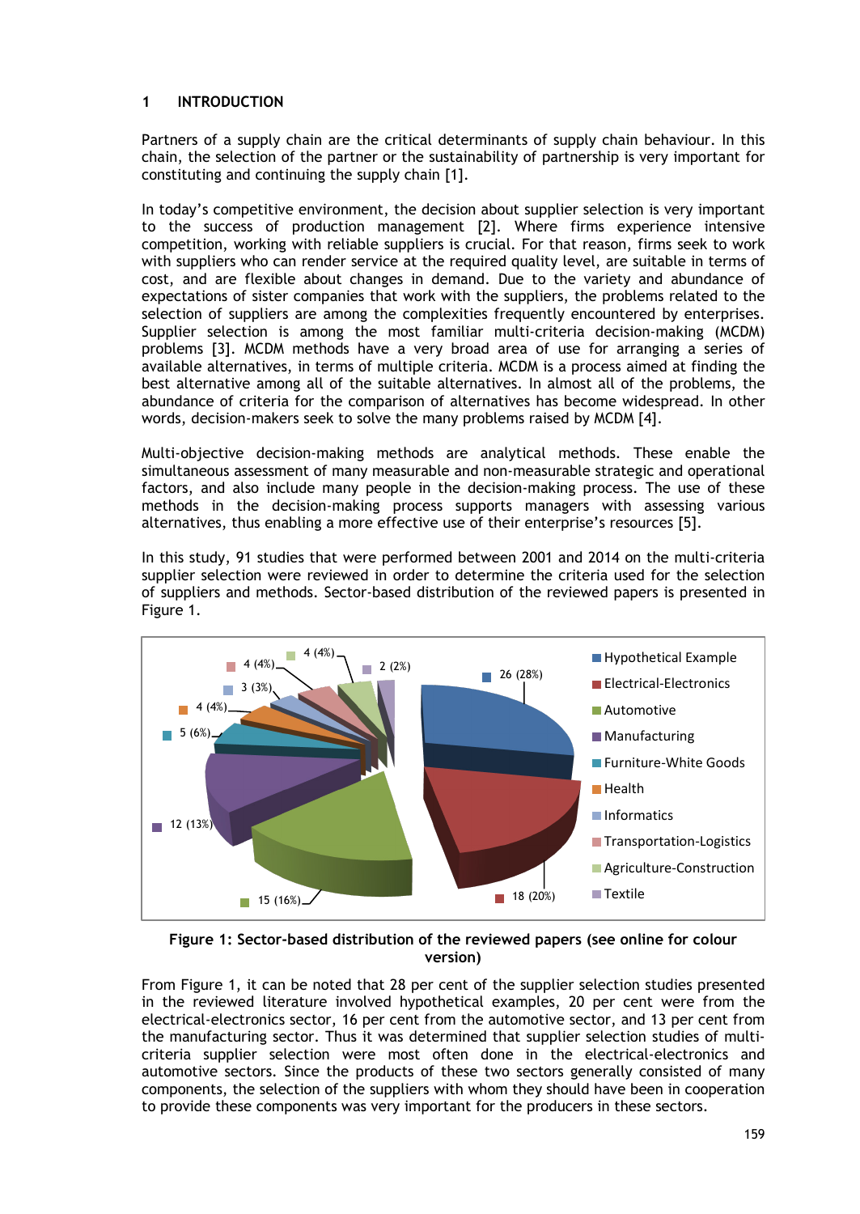## 1 INTRODUCTION

Partners of a supply chain are the critical determinants of supply chain behaviour. In this chain, the selection of the partner or the sustainability of partnership is very important for constituting and continuing the supply chain [1].

In today's competitive environment, the decision about supplier selection is very important to the success of production management [2]. Where firms experience intensive competition, working with reliable suppliers is crucial. For that reason, firms seek to work with suppliers who can render service at the required quality level, are suitable in terms of cost, and are flexible about changes in demand. Due to the variety and abundance of expectations of sister companies that work with the suppliers, the problems related to the selection of suppliers are among the complexities frequently encountered by enterprises. Supplier selection is among the most familiar multi-criteria decision-making (MCDM) problems [3]. MCDM methods have a very broad area of use for arranging a series of available alternatives, in terms of multiple criteria. MCDM is a process aimed at finding the best alternative among all of the suitable alternatives. In almost all of the problems, the abundance of criteria for the comparison of alternatives has become widespread. In other words, decision-makers seek to solve the many problems raised by MCDM [4].

Multi-objective decision-making methods are analytical methods. These enable the simultaneous assessment of many measurable and non-measurable strategic and operational factors, and also include many people in the decision-making process. The use of these methods in the decision-making process supports managers with assessing various alternatives, thus enabling a more effective use of their enterprise's resources [5].

In this study, 91 studies that were performed between 2001 and 2014 on the multi-criteria supplier selection were reviewed in order to determine the criteria used for the selection of suppliers and methods. Sector-based distribution of the reviewed papers is presented in Figure 1.

| Sector | Papers |
|---|---|
| Hypothetical Example | 26 (28%) |
| Electrical-Electronics | 18 (20%) |
| Automotive | 15 (16%) |
| Manufacturing | 12 (13%) |
| Furniture-White Goods | 5 (6%) |
| Health | 4 (4%) |
| Informatics | 3 (3%) |
| Transportation-Logistics | 4 (4%) |
| Agriculture-Construction | 4 (4%) |
| Textile | 2 (2%) |

**Figure 1: Sector-based distribution of the reviewed papers (see online for colour version)**

From Figure 1, it can be noted that 28 per cent of the supplier selection studies presented in the reviewed literature involved hypothetical examples, 20 per cent were from the electrical-electronics sector, 16 per cent from the automotive sector, and 13 per cent from the manufacturing sector. Thus it was determined that supplier selection studies of multi-criteria supplier selection were most often done in the electrical-electronics and automotive sectors. Since the products of these two sectors generally consisted of many components, the selection of the suppliers with whom they should have been in cooperation to provide these components was very important for the producers in these sectors.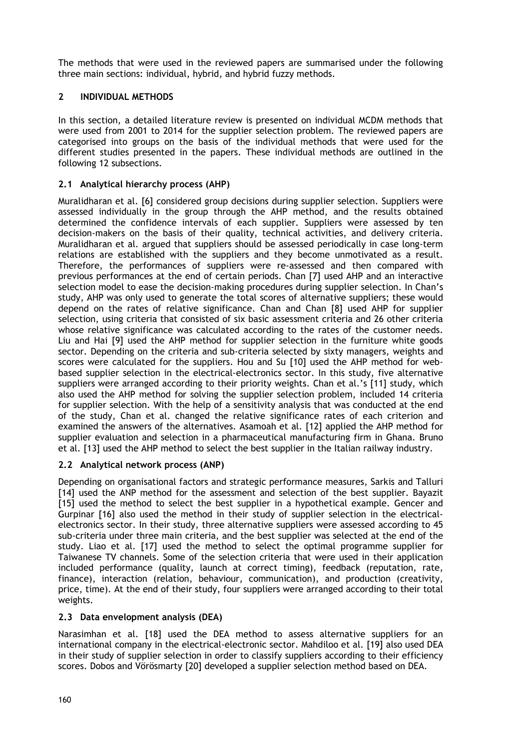The methods that were used in the reviewed papers are summarised under the following three main sections: individual, hybrid, and hybrid fuzzy methods.

## 2 INDIVIDUAL METHODS

In this section, a detailed literature review is presented on individual MCDM methods that were used from 2001 to 2014 for the supplier selection problem. The reviewed papers are categorised into groups on the basis of the individual methods that were used for the different studies presented in the papers. These individual methods are outlined in the following 12 subsections.

### 2.1 Analytical hierarchy process (AHP)

Muralidharan et al. [6] considered group decisions during supplier selection. Suppliers were assessed individually in the group through the AHP method, and the results obtained determined the confidence intervals of each supplier. Suppliers were assessed by ten decision-makers on the basis of their quality, technical activities, and delivery criteria. Muralidharan et al. argued that suppliers should be assessed periodically in case long-term relations are established with the suppliers and they become unmotivated as a result. Therefore, the performances of suppliers were re-assessed and then compared with previous performances at the end of certain periods. Chan [7] used AHP and an interactive selection model to ease the decision-making procedures during supplier selection. In Chan's study, AHP was only used to generate the total scores of alternative suppliers; these would depend on the rates of relative significance. Chan and Chan [8] used AHP for supplier selection, using criteria that consisted of six basic assessment criteria and 26 other criteria whose relative significance was calculated according to the rates of the customer needs. Liu and Hai [9] used the AHP method for supplier selection in the furniture white goods sector. Depending on the criteria and sub-criteria selected by sixty managers, weights and scores were calculated for the suppliers. Hou and Su [10] used the AHP method for web-based supplier selection in the electrical-electronics sector. In this study, five alternative suppliers were arranged according to their priority weights. Chan et al.'s [11] study, which also used the AHP method for solving the supplier selection problem, included 14 criteria for supplier selection. With the help of a sensitivity analysis that was conducted at the end of the study, Chan et al. changed the relative significance rates of each criterion and examined the answers of the alternatives. Asamoah et al. [12] applied the AHP method for supplier evaluation and selection in a pharmaceutical manufacturing firm in Ghana. Bruno et al. [13] used the AHP method to select the best supplier in the Italian railway industry.

### 2.2 Analytical network process (ANP)

Depending on organisational factors and strategic performance measures, Sarkis and Talluri [14] used the ANP method for the assessment and selection of the best supplier. Bayazit [15] used the method to select the best supplier in a hypothetical example. Gencer and Gurpinar [16] also used the method in their study of supplier selection in the electrical-electronics sector. In their study, three alternative suppliers were assessed according to 45 sub-criteria under three main criteria, and the best supplier was selected at the end of the study. Liao et al. [17] used the method to select the optimal programme supplier for Taiwanese TV channels. Some of the selection criteria that were used in their application included performance (quality, launch at correct timing), feedback (reputation, rate, finance), interaction (relation, behaviour, communication), and production (creativity, price, time). At the end of their study, four suppliers were arranged according to their total weights.

### 2.3 Data envelopment analysis (DEA)

Narasimhan et al. [18] used the DEA method to assess alternative suppliers for an international company in the electrical-electronic sector. Mahdiloo et al. [19] also used DEA in their study of supplier selection in order to classify suppliers according to their efficiency scores. Dobos and Vörösmarty [20] developed a supplier selection method based on DEA.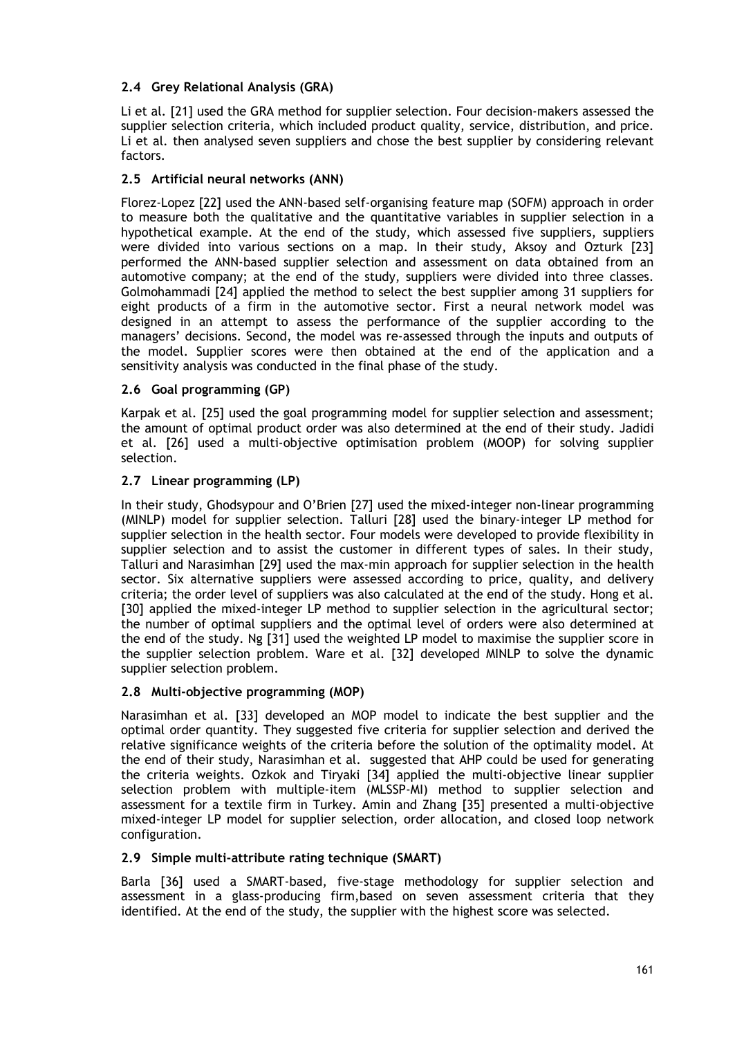### 2.4 Grey Relational Analysis (GRA)

Li et al. [21] used the GRA method for supplier selection. Four decision-makers assessed the supplier selection criteria, which included product quality, service, distribution, and price. Li et al. then analysed seven suppliers and chose the best supplier by considering relevant factors.

### 2.5 Artificial neural networks (ANN)

Florez-Lopez [22] used the ANN-based self-organising feature map (SOFM) approach in order to measure both the qualitative and the quantitative variables in supplier selection in a hypothetical example. At the end of the study, which assessed five suppliers, suppliers were divided into various sections on a map. In their study, Aksoy and Ozturk [23] performed the ANN-based supplier selection and assessment on data obtained from an automotive company; at the end of the study, suppliers were divided into three classes. Golmohammadi [24] applied the method to select the best supplier among 31 suppliers for eight products of a firm in the automotive sector. First a neural network model was designed in an attempt to assess the performance of the supplier according to the managers' decisions. Second, the model was re-assessed through the inputs and outputs of the model. Supplier scores were then obtained at the end of the application and a sensitivity analysis was conducted in the final phase of the study.

### 2.6 Goal programming (GP)

Karpak et al. [25] used the goal programming model for supplier selection and assessment; the amount of optimal product order was also determined at the end of their study. Jadidi et al. [26] used a multi-objective optimisation problem (MOOP) for solving supplier selection.

### 2.7 Linear programming (LP)

In their study, Ghodsypour and O'Brien [27] used the mixed-integer non-linear programming (MINLP) model for supplier selection. Talluri [28] used the binary-integer LP method for supplier selection in the health sector. Four models were developed to provide flexibility in supplier selection and to assist the customer in different types of sales. In their study, Talluri and Narasimhan [29] used the max-min approach for supplier selection in the health sector. Six alternative suppliers were assessed according to price, quality, and delivery criteria; the order level of suppliers was also calculated at the end of the study. Hong et al. [30] applied the mixed-integer LP method to supplier selection in the agricultural sector; the number of optimal suppliers and the optimal level of orders were also determined at the end of the study. Ng [31] used the weighted LP model to maximise the supplier score in the supplier selection problem. Ware et al. [32] developed MINLP to solve the dynamic supplier selection problem.

### 2.8 Multi-objective programming (MOP)

Narasimhan et al. [33] developed an MOP model to indicate the best supplier and the optimal order quantity. They suggested five criteria for supplier selection and derived the relative significance weights of the criteria before the solution of the optimality model. At the end of their study, Narasimhan et al. suggested that AHP could be used for generating the criteria weights. Ozkok and Tiryaki [34] applied the multi-objective linear supplier selection problem with multiple-item (MLSSP-MI) method to supplier selection and assessment for a textile firm in Turkey. Amin and Zhang [35] presented a multi-objective mixed-integer LP model for supplier selection, order allocation, and closed loop network configuration.

### 2.9 Simple multi-attribute rating technique (SMART)

Barla [36] used a SMART-based, five-stage methodology for supplier selection and assessment in a glass-producing firm,based on seven assessment criteria that they identified. At the end of the study, the supplier with the highest score was selected.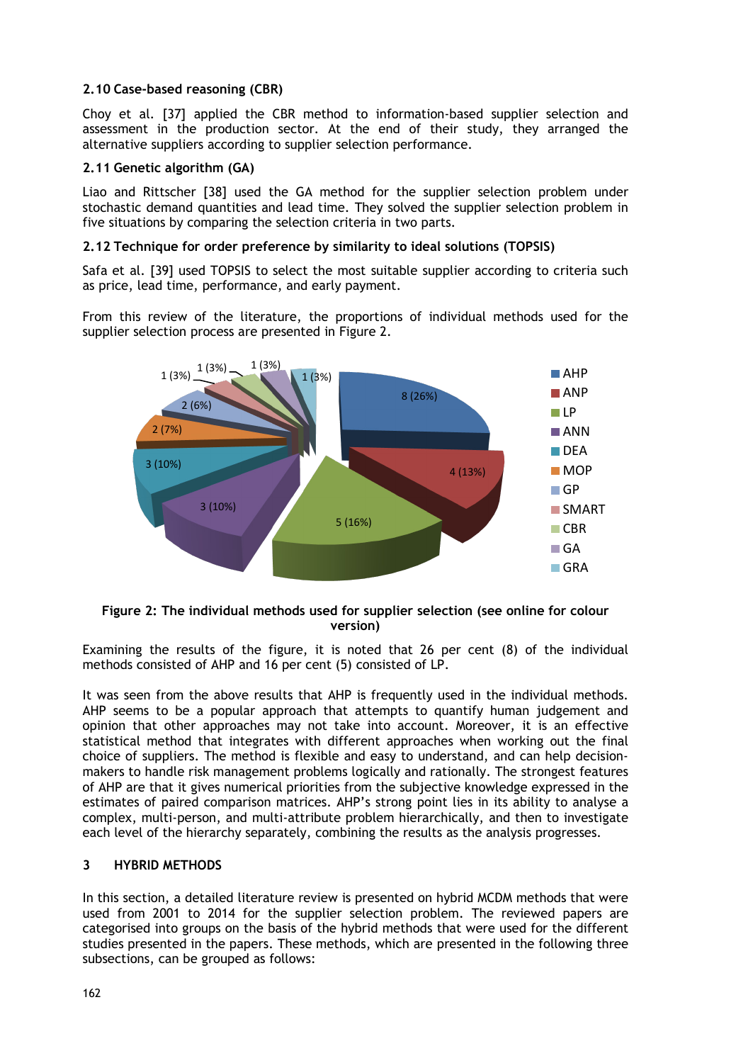### 2.10 Case-based reasoning (CBR)

Choy et al. [37] applied the CBR method to information-based supplier selection and assessment in the production sector. At the end of their study, they arranged the alternative suppliers according to supplier selection performance.

### 2.11 Genetic algorithm (GA)

Liao and Rittscher [38] used the GA method for the supplier selection problem under stochastic demand quantities and lead time. They solved the supplier selection problem in five situations by comparing the selection criteria in two parts.

### 2.12 Technique for order preference by similarity to ideal solutions (TOPSIS)

Safa et al. [39] used TOPSIS to select the most suitable supplier according to criteria such as price, lead time, performance, and early payment.

From this review of the literature, the proportions of individual methods used for the supplier selection process are presented in Figure 2.

**Figure 2: The individual methods used for supplier selection (see online for colour version)**

Examining the results of the figure, it is noted that 26 per cent (8) of the individual methods consisted of AHP and 16 per cent (5) consisted of LP.

It was seen from the above results that AHP is frequently used in the individual methods. AHP seems to be a popular approach that attempts to quantify human judgement and opinion that other approaches may not take into account. Moreover, it is an effective statistical method that integrates with different approaches when working out the final choice of suppliers. The method is flexible and easy to understand, and can help decision-makers to handle risk management problems logically and rationally. The strongest features of AHP are that it gives numerical priorities from the subjective knowledge expressed in the estimates of paired comparison matrices. AHP's strong point lies in its ability to analyse a complex, multi-person, and multi-attribute problem hierarchically, and then to investigate each level of the hierarchy separately, combining the results as the analysis progresses.

## 3 HYBRID METHODS

In this section, a detailed literature review is presented on hybrid MCDM methods that were used from 2001 to 2014 for the supplier selection problem. The reviewed papers are categorised into groups on the basis of the hybrid methods that were used for the different studies presented in the papers. These methods, which are presented in the following three subsections, can be grouped as follows: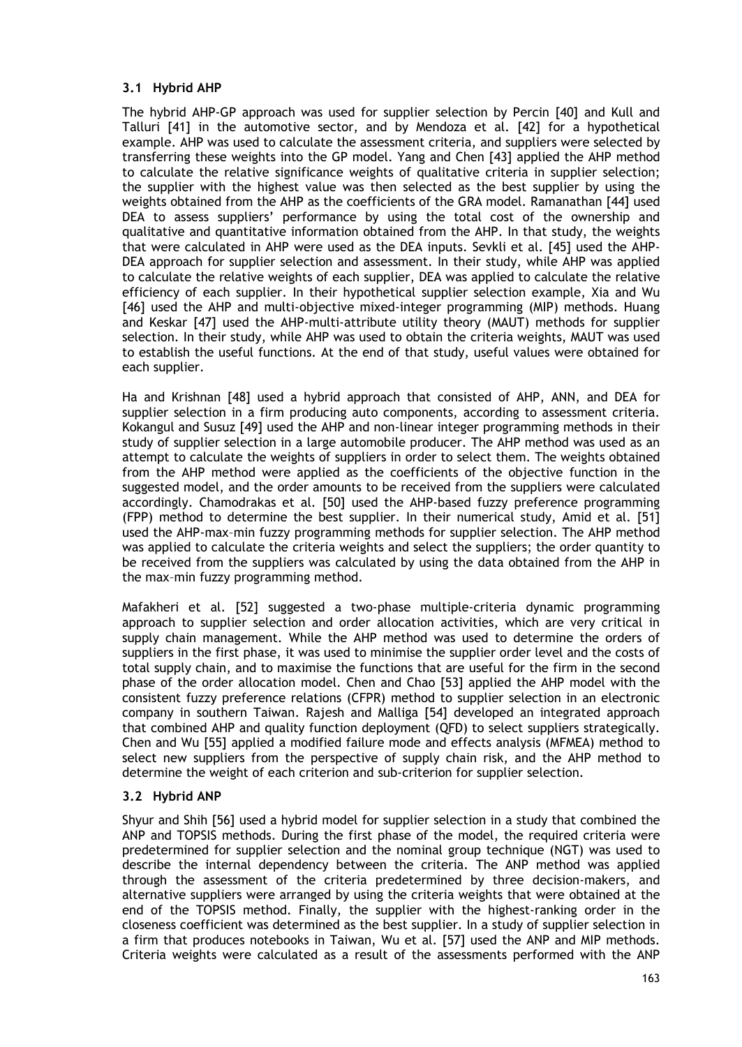### 3.1 Hybrid AHP

The hybrid AHP-GP approach was used for supplier selection by Percin [40] and Kull and Talluri [41] in the automotive sector, and by Mendoza et al. [42] for a hypothetical example. AHP was used to calculate the assessment criteria, and suppliers were selected by transferring these weights into the GP model. Yang and Chen [43] applied the AHP method to calculate the relative significance weights of qualitative criteria in supplier selection; the supplier with the highest value was then selected as the best supplier by using the weights obtained from the AHP as the coefficients of the GRA model. Ramanathan [44] used DEA to assess suppliers' performance by using the total cost of the ownership and qualitative and quantitative information obtained from the AHP. In that study, the weights that were calculated in AHP were used as the DEA inputs. Sevkli et al. [45] used the AHP-DEA approach for supplier selection and assessment. In their study, while AHP was applied to calculate the relative weights of each supplier, DEA was applied to calculate the relative efficiency of each supplier. In their hypothetical supplier selection example, Xia and Wu [46] used the AHP and multi-objective mixed-integer programming (MIP) methods. Huang and Keskar [47] used the AHP-multi-attribute utility theory (MAUT) methods for supplier selection. In their study, while AHP was used to obtain the criteria weights, MAUT was used to establish the useful functions. At the end of that study, useful values were obtained for each supplier.

Ha and Krishnan [48] used a hybrid approach that consisted of AHP, ANN, and DEA for supplier selection in a firm producing auto components, according to assessment criteria. Kokangul and Susuz [49] used the AHP and non-linear integer programming methods in their study of supplier selection in a large automobile producer. The AHP method was used as an attempt to calculate the weights of suppliers in order to select them. The weights obtained from the AHP method were applied as the coefficients of the objective function in the suggested model, and the order amounts to be received from the suppliers were calculated accordingly. Chamodrakas et al. [50] used the AHP-based fuzzy preference programming (FPP) method to determine the best supplier. In their numerical study, Amid et al. [51] used the AHP-max–min fuzzy programming methods for supplier selection. The AHP method was applied to calculate the criteria weights and select the suppliers; the order quantity to be received from the suppliers was calculated by using the data obtained from the AHP in the max–min fuzzy programming method.

Mafakheri et al. [52] suggested a two-phase multiple-criteria dynamic programming approach to supplier selection and order allocation activities, which are very critical in supply chain management. While the AHP method was used to determine the orders of suppliers in the first phase, it was used to minimise the supplier order level and the costs of total supply chain, and to maximise the functions that are useful for the firm in the second phase of the order allocation model. Chen and Chao [53] applied the AHP model with the consistent fuzzy preference relations (CFPR) method to supplier selection in an electronic company in southern Taiwan. Rajesh and Malliga [54] developed an integrated approach that combined AHP and quality function deployment (QFD) to select suppliers strategically. Chen and Wu [55] applied a modified failure mode and effects analysis (MFMEA) method to select new suppliers from the perspective of supply chain risk, and the AHP method to determine the weight of each criterion and sub-criterion for supplier selection.

### 3.2 Hybrid ANP

Shyur and Shih [56] used a hybrid model for supplier selection in a study that combined the ANP and TOPSIS methods. During the first phase of the model, the required criteria were predetermined for supplier selection and the nominal group technique (NGT) was used to describe the internal dependency between the criteria. The ANP method was applied through the assessment of the criteria predetermined by three decision-makers, and alternative suppliers were arranged by using the criteria weights that were obtained at the end of the TOPSIS method. Finally, the supplier with the highest-ranking order in the closeness coefficient was determined as the best supplier. In a study of supplier selection in a firm that produces notebooks in Taiwan, Wu et al. [57] used the ANP and MIP methods. Criteria weights were calculated as a result of the assessments performed with the ANP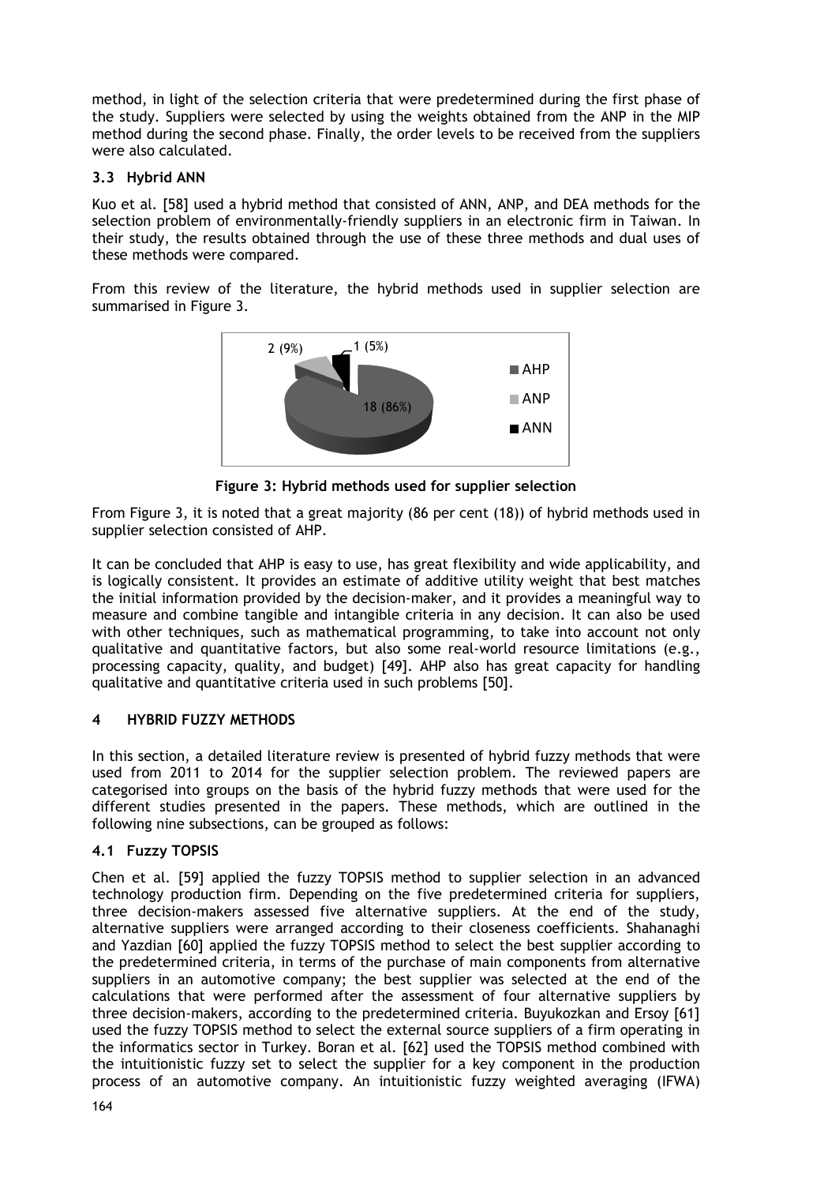method, in light of the selection criteria that were predetermined during the first phase of the study. Suppliers were selected by using the weights obtained from the ANP in the MIP method during the second phase. Finally, the order levels to be received from the suppliers were also calculated.

### 3.3 Hybrid ANN

Kuo et al. [58] used a hybrid method that consisted of ANN, ANP, and DEA methods for the selection problem of environmentally-friendly suppliers in an electronic firm in Taiwan. In their study, the results obtained through the use of these three methods and dual uses of these methods were compared.

From this review of the literature, the hybrid methods used in supplier selection are summarised in Figure 3.

2 (9%) 1 (5%) 18 (86%) AHP ANP ANN

**Figure 3: Hybrid methods used for supplier selection**

From Figure 3, it is noted that a great majority (86 per cent (18)) of hybrid methods used in supplier selection consisted of AHP.

It can be concluded that AHP is easy to use, has great flexibility and wide applicability, and is logically consistent. It provides an estimate of additive utility weight that best matches the initial information provided by the decision-maker, and it provides a meaningful way to measure and combine tangible and intangible criteria in any decision. It can also be used with other techniques, such as mathematical programming, to take into account not only qualitative and quantitative factors, but also some real-world resource limitations (e.g., processing capacity, quality, and budget) [49]. AHP also has great capacity for handling qualitative and quantitative criteria used in such problems [50].

## 4 HYBRID FUZZY METHODS

In this section, a detailed literature review is presented of hybrid fuzzy methods that were used from 2011 to 2014 for the supplier selection problem. The reviewed papers are categorised into groups on the basis of the hybrid fuzzy methods that were used for the different studies presented in the papers. These methods, which are outlined in the following nine subsections, can be grouped as follows:

### 4.1 Fuzzy TOPSIS

Chen et al. [59] applied the fuzzy TOPSIS method to supplier selection in an advanced technology production firm. Depending on the five predetermined criteria for suppliers, three decision-makers assessed five alternative suppliers. At the end of the study, alternative suppliers were arranged according to their closeness coefficients. Shahanaghi and Yazdian [60] applied the fuzzy TOPSIS method to select the best supplier according to the predetermined criteria, in terms of the purchase of main components from alternative suppliers in an automotive company; the best supplier was selected at the end of the calculations that were performed after the assessment of four alternative suppliers by three decision-makers, according to the predetermined criteria. Buyukozkan and Ersoy [61] used the fuzzy TOPSIS method to select the external source suppliers of a firm operating in the informatics sector in Turkey. Boran et al. [62] used the TOPSIS method combined with the intuitionistic fuzzy set to select the supplier for a key component in the production process of an automotive company. An intuitionistic fuzzy weighted averaging (IFWA)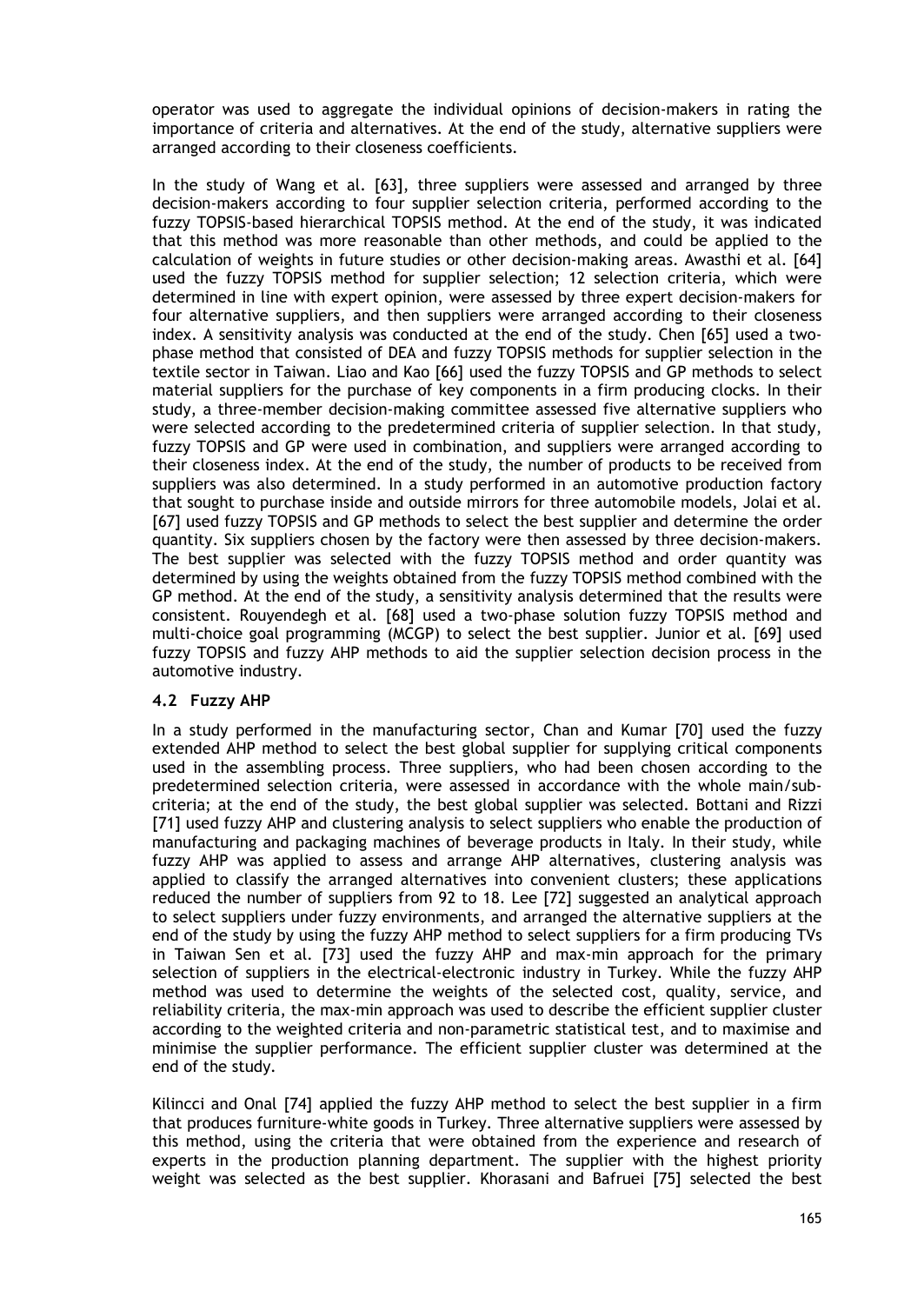operator was used to aggregate the individual opinions of decision-makers in rating the importance of criteria and alternatives. At the end of the study, alternative suppliers were arranged according to their closeness coefficients.

In the study of Wang et al. [63], three suppliers were assessed and arranged by three decision-makers according to four supplier selection criteria, performed according to the fuzzy TOPSIS-based hierarchical TOPSIS method. At the end of the study, it was indicated that this method was more reasonable than other methods, and could be applied to the calculation of weights in future studies or other decision-making areas. Awasthi et al. [64] used the fuzzy TOPSIS method for supplier selection; 12 selection criteria, which were determined in line with expert opinion, were assessed by three expert decision-makers for four alternative suppliers, and then suppliers were arranged according to their closeness index. A sensitivity analysis was conducted at the end of the study. Chen [65] used a two-phase method that consisted of DEA and fuzzy TOPSIS methods for supplier selection in the textile sector in Taiwan. Liao and Kao [66] used the fuzzy TOPSIS and GP methods to select material suppliers for the purchase of key components in a firm producing clocks. In their study, a three-member decision-making committee assessed five alternative suppliers who were selected according to the predetermined criteria of supplier selection. In that study, fuzzy TOPSIS and GP were used in combination, and suppliers were arranged according to their closeness index. At the end of the study, the number of products to be received from suppliers was also determined. In a study performed in an automotive production factory that sought to purchase inside and outside mirrors for three automobile models, Jolai et al. [67] used fuzzy TOPSIS and GP methods to select the best supplier and determine the order quantity. Six suppliers chosen by the factory were then assessed by three decision-makers. The best supplier was selected with the fuzzy TOPSIS method and order quantity was determined by using the weights obtained from the fuzzy TOPSIS method combined with the GP method. At the end of the study, a sensitivity analysis determined that the results were consistent. Rouyendegh et al. [68] used a two-phase solution fuzzy TOPSIS method and multi-choice goal programming (MCGP) to select the best supplier. Junior et al. [69] used fuzzy TOPSIS and fuzzy AHP methods to aid the supplier selection decision process in the automotive industry.

### 4.2 Fuzzy AHP

In a study performed in the manufacturing sector, Chan and Kumar [70] used the fuzzy extended AHP method to select the best global supplier for supplying critical components used in the assembling process. Three suppliers, who had been chosen according to the predetermined selection criteria, were assessed in accordance with the whole main/sub-criteria; at the end of the study, the best global supplier was selected. Bottani and Rizzi [71] used fuzzy AHP and clustering analysis to select suppliers who enable the production of manufacturing and packaging machines of beverage products in Italy. In their study, while fuzzy AHP was applied to assess and arrange AHP alternatives, clustering analysis was applied to classify the arranged alternatives into convenient clusters; these applications reduced the number of suppliers from 92 to 18. Lee [72] suggested an analytical approach to select suppliers under fuzzy environments, and arranged the alternative suppliers at the end of the study by using the fuzzy AHP method to select suppliers for a firm producing TVs in Taiwan Sen et al. [73] used the fuzzy AHP and max-min approach for the primary selection of suppliers in the electrical-electronic industry in Turkey. While the fuzzy AHP method was used to determine the weights of the selected cost, quality, service, and reliability criteria, the max-min approach was used to describe the efficient supplier cluster according to the weighted criteria and non-parametric statistical test, and to maximise and minimise the supplier performance. The efficient supplier cluster was determined at the end of the study.

Kilincci and Onal [74] applied the fuzzy AHP method to select the best supplier in a firm that produces furniture-white goods in Turkey. Three alternative suppliers were assessed by this method, using the criteria that were obtained from the experience and research of experts in the production planning department. The supplier with the highest priority weight was selected as the best supplier. Khorasani and Bafruei [75] selected the best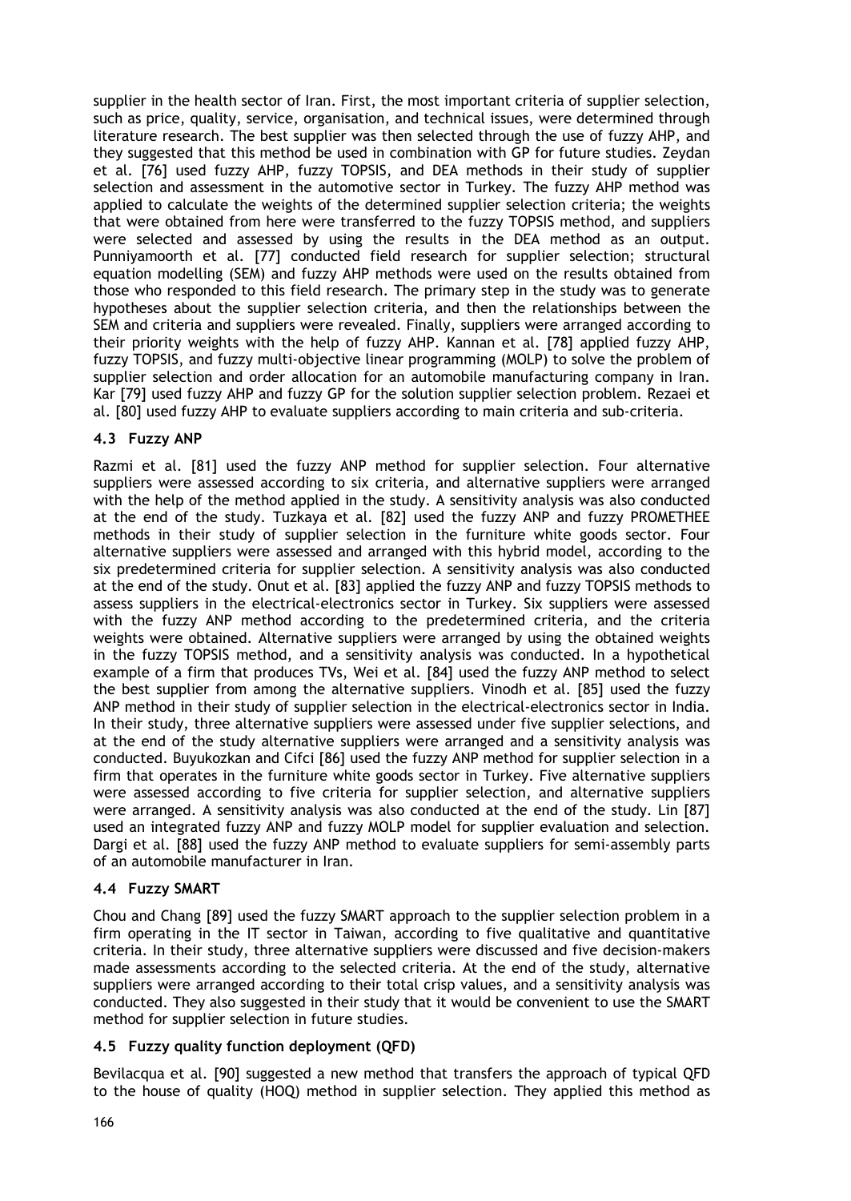supplier in the health sector of Iran. First, the most important criteria of supplier selection, such as price, quality, service, organisation, and technical issues, were determined through literature research. The best supplier was then selected through the use of fuzzy AHP, and they suggested that this method be used in combination with GP for future studies. Zeydan et al. [76] used fuzzy AHP, fuzzy TOPSIS, and DEA methods in their study of supplier selection and assessment in the automotive sector in Turkey. The fuzzy AHP method was applied to calculate the weights of the determined supplier selection criteria; the weights that were obtained from here were transferred to the fuzzy TOPSIS method, and suppliers were selected and assessed by using the results in the DEA method as an output. Punniyamoorth et al. [77] conducted field research for supplier selection; structural equation modelling (SEM) and fuzzy AHP methods were used on the results obtained from those who responded to this field research. The primary step in the study was to generate hypotheses about the supplier selection criteria, and then the relationships between the SEM and criteria and suppliers were revealed. Finally, suppliers were arranged according to their priority weights with the help of fuzzy AHP. Kannan et al. [78] applied fuzzy AHP, fuzzy TOPSIS, and fuzzy multi-objective linear programming (MOLP) to solve the problem of supplier selection and order allocation for an automobile manufacturing company in Iran. Kar [79] used fuzzy AHP and fuzzy GP for the solution supplier selection problem. Rezaei et al. [80] used fuzzy AHP to evaluate suppliers according to main criteria and sub-criteria.

### 4.3 Fuzzy ANP

Razmi et al. [81] used the fuzzy ANP method for supplier selection. Four alternative suppliers were assessed according to six criteria, and alternative suppliers were arranged with the help of the method applied in the study. A sensitivity analysis was also conducted at the end of the study. Tuzkaya et al. [82] used the fuzzy ANP and fuzzy PROMETHEE methods in their study of supplier selection in the furniture white goods sector. Four alternative suppliers were assessed and arranged with this hybrid model, according to the six predetermined criteria for supplier selection. A sensitivity analysis was also conducted at the end of the study. Onut et al. [83] applied the fuzzy ANP and fuzzy TOPSIS methods to assess suppliers in the electrical-electronics sector in Turkey. Six suppliers were assessed with the fuzzy ANP method according to the predetermined criteria, and the criteria weights were obtained. Alternative suppliers were arranged by using the obtained weights in the fuzzy TOPSIS method, and a sensitivity analysis was conducted. In a hypothetical example of a firm that produces TVs, Wei et al. [84] used the fuzzy ANP method to select the best supplier from among the alternative suppliers. Vinodh et al. [85] used the fuzzy ANP method in their study of supplier selection in the electrical-electronics sector in India. In their study, three alternative suppliers were assessed under five supplier selections, and at the end of the study alternative suppliers were arranged and a sensitivity analysis was conducted. Buyukozkan and Cifci [86] used the fuzzy ANP method for supplier selection in a firm that operates in the furniture white goods sector in Turkey. Five alternative suppliers were assessed according to five criteria for supplier selection, and alternative suppliers were arranged. A sensitivity analysis was also conducted at the end of the study. Lin [87] used an integrated fuzzy ANP and fuzzy MOLP model for supplier evaluation and selection. Dargi et al. [88] used the fuzzy ANP method to evaluate suppliers for semi-assembly parts of an automobile manufacturer in Iran.

### 4.4 Fuzzy SMART

Chou and Chang [89] used the fuzzy SMART approach to the supplier selection problem in a firm operating in the IT sector in Taiwan, according to five qualitative and quantitative criteria. In their study, three alternative suppliers were discussed and five decision-makers made assessments according to the selected criteria. At the end of the study, alternative suppliers were arranged according to their total crisp values, and a sensitivity analysis was conducted. They also suggested in their study that it would be convenient to use the SMART method for supplier selection in future studies.

### 4.5 Fuzzy quality function deployment (QFD)

Bevilacqua et al. [90] suggested a new method that transfers the approach of typical QFD to the house of quality (HOQ) method in supplier selection. They applied this method as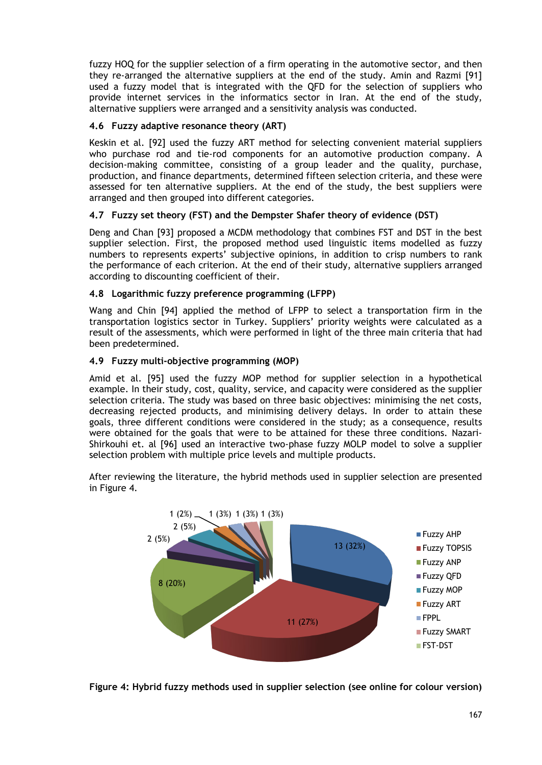fuzzy HOQ for the supplier selection of a firm operating in the automotive sector, and then they re-arranged the alternative suppliers at the end of the study. Amin and Razmi [91] used a fuzzy model that is integrated with the QFD for the selection of suppliers who provide internet services in the informatics sector in Iran. At the end of the study, alternative suppliers were arranged and a sensitivity analysis was conducted.

### 4.6 Fuzzy adaptive resonance theory (ART)

Keskin et al. [92] used the fuzzy ART method for selecting convenient material suppliers who purchase rod and tie-rod components for an automotive production company. A decision-making committee, consisting of a group leader and the quality, purchase, production, and finance departments, determined fifteen selection criteria, and these were assessed for ten alternative suppliers. At the end of the study, the best suppliers were arranged and then grouped into different categories.

### 4.7 Fuzzy set theory (FST) and the Dempster Shafer theory of evidence (DST)

Deng and Chan [93] proposed a MCDM methodology that combines FST and DST in the best supplier selection. First, the proposed method used linguistic items modelled as fuzzy numbers to represents experts' subjective opinions, in addition to crisp numbers to rank the performance of each criterion. At the end of their study, alternative suppliers arranged according to discounting coefficient of their.

### 4.8 Logarithmic fuzzy preference programming (LFPP)

Wang and Chin [94] applied the method of LFPP to select a transportation firm in the transportation logistics sector in Turkey. Suppliers' priority weights were calculated as a result of the assessments, which were performed in light of the three main criteria that had been predetermined.

### 4.9 Fuzzy multi-objective programming (MOP)

Amid et al. [95] used the fuzzy MOP method for supplier selection in a hypothetical example. In their study, cost, quality, service, and capacity were considered as the supplier selection criteria. The study was based on three basic objectives: minimising the net costs, decreasing rejected products, and minimising delivery delays. In order to attain these goals, three different conditions were considered in the study; as a consequence, results were obtained for the goals that were to be attained for these three conditions. Nazari-Shirkouhi et. al [96] used an interactive two-phase fuzzy MOLP model to solve a supplier selection problem with multiple price levels and multiple products.

After reviewing the literature, the hybrid methods used in supplier selection are presented in Figure 4.

| Method | Count (%) |
| --- | --- |
| Fuzzy AHP | 13 (32%) |
| Fuzzy TOPSIS | 11 (27%) |
| Fuzzy ANP | 8 (20%) |
| Fuzzy QFD | 2 (5%) |
| Fuzzy MOP | 2 (5%) |
| Fuzzy ART | 1 (2%) |
| FPPL | 1 (3%) |
| Fuzzy SMART | 1 (3%) |
| FST-DST | 1 (3%) |

**Figure 4: Hybrid fuzzy methods used in supplier selection (see online for colour version)**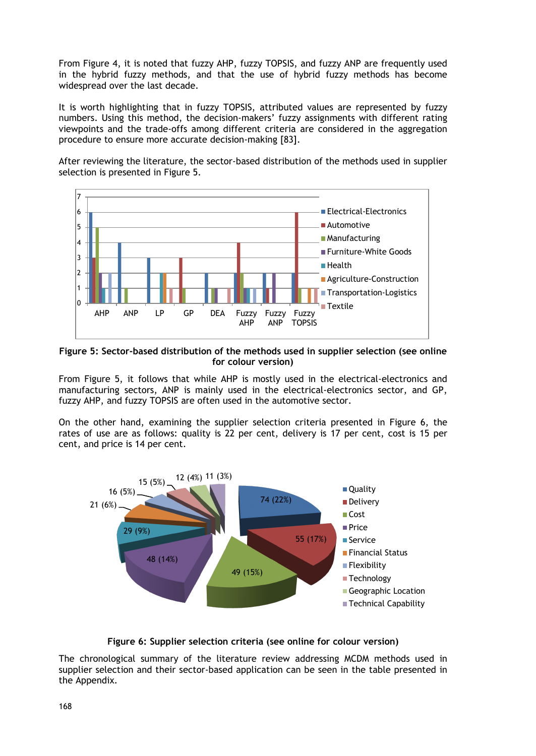From Figure 4, it is noted that fuzzy AHP, fuzzy TOPSIS, and fuzzy ANP are frequently used in the hybrid fuzzy methods, and that the use of hybrid fuzzy methods has become widespread over the last decade.

It is worth highlighting that in fuzzy TOPSIS, attributed values are represented by fuzzy numbers. Using this method, the decision-makers' fuzzy assignments with different rating viewpoints and the trade-offs among different criteria are considered in the aggregation procedure to ensure more accurate decision-making [83].

After reviewing the literature, the sector-based distribution of the methods used in supplier selection is presented in Figure 5.

**Figure 5: Sector-based distribution of the methods used in supplier selection (see online for colour version)**

From Figure 5, it follows that while AHP is mostly used in the electrical-electronics and manufacturing sectors, ANP is mainly used in the electrical-electronics sector, and GP, fuzzy AHP, and fuzzy TOPSIS are often used in the automotive sector.

On the other hand, examining the supplier selection criteria presented in Figure 6, the rates of use are as follows: quality is 22 per cent, delivery is 17 per cent, cost is 15 per cent, and price is 14 per cent.

**Figure 6: Supplier selection criteria (see online for colour version)**

The chronological summary of the literature review addressing MCDM methods used in supplier selection and their sector-based application can be seen in the table presented in the Appendix.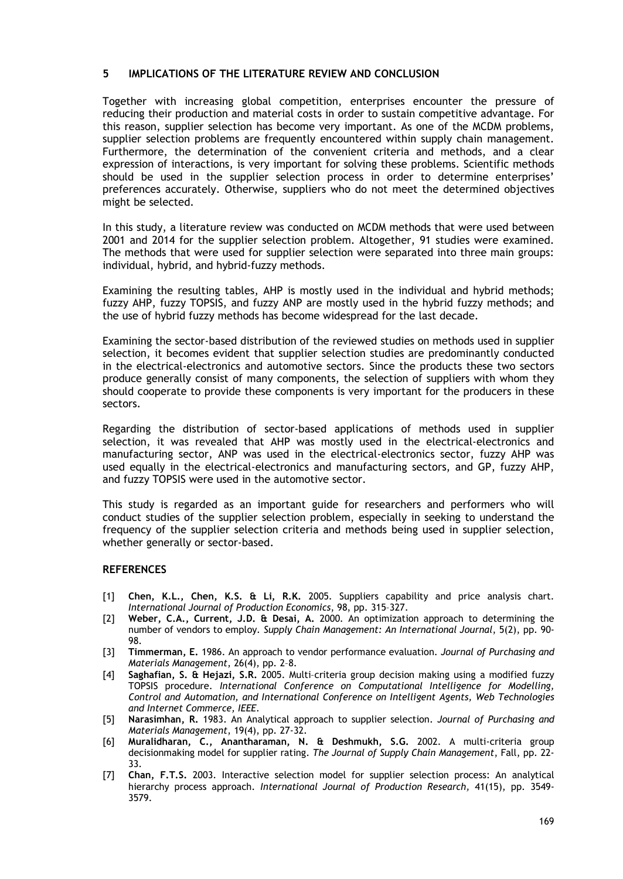## 5 IMPLICATIONS OF THE LITERATURE REVIEW AND CONCLUSION

Together with increasing global competition, enterprises encounter the pressure of reducing their production and material costs in order to sustain competitive advantage. For this reason, supplier selection has become very important. As one of the MCDM problems, supplier selection problems are frequently encountered within supply chain management. Furthermore, the determination of the convenient criteria and methods, and a clear expression of interactions, is very important for solving these problems. Scientific methods should be used in the supplier selection process in order to determine enterprises' preferences accurately. Otherwise, suppliers who do not meet the determined objectives might be selected.

In this study, a literature review was conducted on MCDM methods that were used between 2001 and 2014 for the supplier selection problem. Altogether, 91 studies were examined. The methods that were used for supplier selection were separated into three main groups: individual, hybrid, and hybrid-fuzzy methods.

Examining the resulting tables, AHP is mostly used in the individual and hybrid methods; fuzzy AHP, fuzzy TOPSIS, and fuzzy ANP are mostly used in the hybrid fuzzy methods; and the use of hybrid fuzzy methods has become widespread for the last decade.

Examining the sector-based distribution of the reviewed studies on methods used in supplier selection, it becomes evident that supplier selection studies are predominantly conducted in the electrical-electronics and automotive sectors. Since the products these two sectors produce generally consist of many components, the selection of suppliers with whom they should cooperate to provide these components is very important for the producers in these sectors.

Regarding the distribution of sector-based applications of methods used in supplier selection, it was revealed that AHP was mostly used in the electrical-electronics and manufacturing sector, ANP was used in the electrical-electronics sector, fuzzy AHP was used equally in the electrical-electronics and manufacturing sectors, and GP, fuzzy AHP, and fuzzy TOPSIS were used in the automotive sector.

This study is regarded as an important guide for researchers and performers who will conduct studies of the supplier selection problem, especially in seeking to understand the frequency of the supplier selection criteria and methods being used in supplier selection, whether generally or sector-based.

## REFERENCES

[1] **Chen, K.L., Chen, K.S. & Li, R.K.** 2005. Suppliers capability and price analysis chart. *International Journal of Production Economics*, 98, pp. 315–327.

[2] **Weber, C.A., Current, J.D. & Desai, A.** 2000. An optimization approach to determining the number of vendors to employ. *Supply Chain Management: An International Journal*, 5(2), pp. 90-98.

[3] **Timmerman, E.** 1986. An approach to vendor performance evaluation. *Journal of Purchasing and Materials Management*, 26(4), pp. 2–8.

[4] **Saghafian, S. & Hejazi, S.R.** 2005. Multi–criteria group decision making using a modified fuzzy TOPSIS procedure. *International Conference on Computational Intelligence for Modelling, Control and Automation, and International Conference on Intelligent Agents, Web Technologies and Internet Commerce, IEEE*.

[5] **Narasimhan, R.** 1983. An Analytical approach to supplier selection. *Journal of Purchasing and Materials Management*, 19(4), pp. 27-32.

[6] **Muralidharan, C., Anantharaman, N. & Deshmukh, S.G.** 2002. A multi-criteria group decisionmaking model for supplier rating. *The Journal of Supply Chain Management*, Fall, pp. 22-33.

[7] **Chan, F.T.S.** 2003. Interactive selection model for supplier selection process: An analytical hierarchy process approach. *International Journal of Production Research,* 41(15), pp. 3549-3579.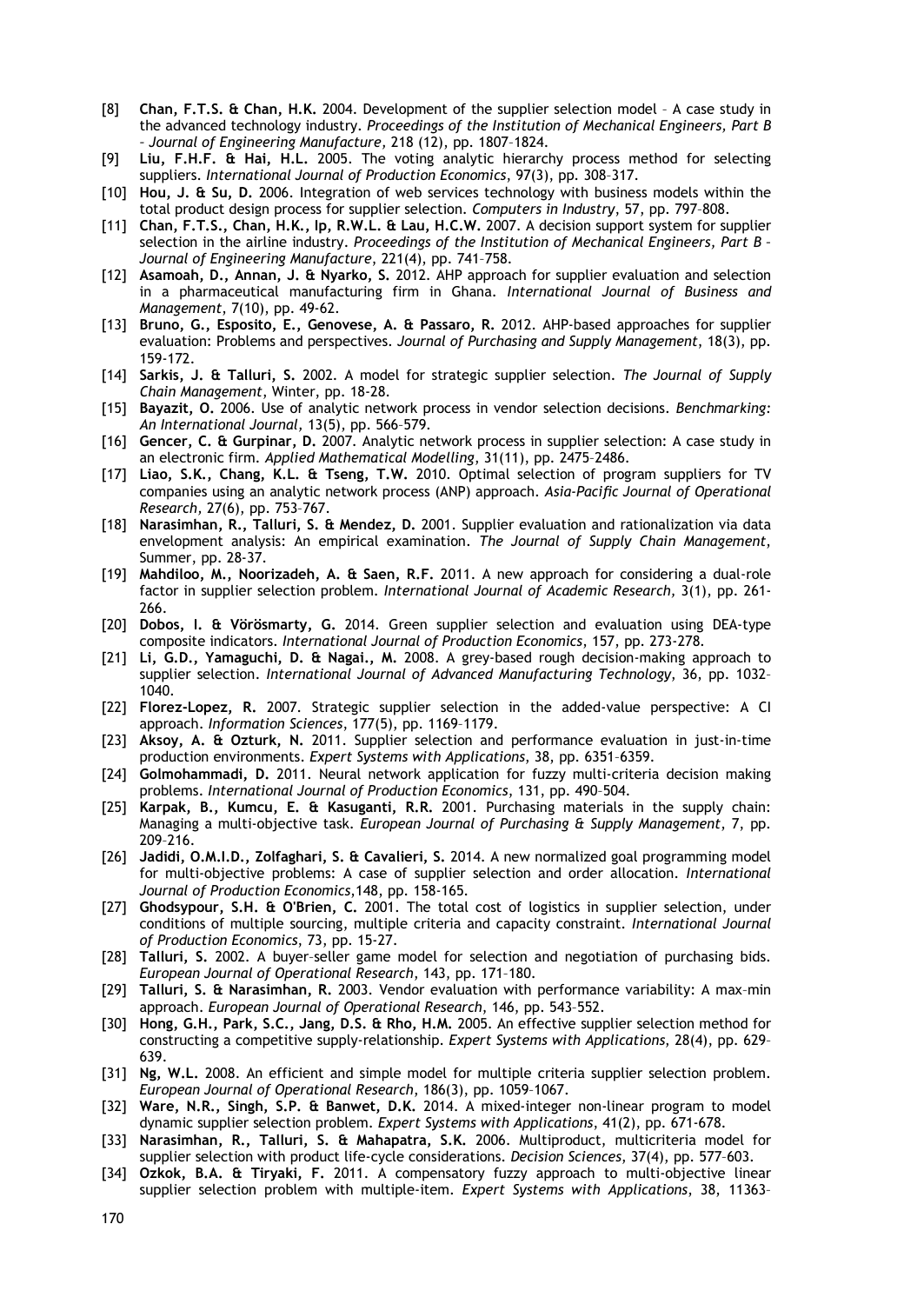[8] **Chan, F.T.S. & Chan, H.K.** 2004. Development of the supplier selection model – A case study in the advanced technology industry. *Proceedings of the Institution of Mechanical Engineers, Part B – Journal of Engineering Manufacture*, 218 (12), pp. 1807–1824.

[9] **Liu, F.H.F. & Hai, H.L.** 2005. The voting analytic hierarchy process method for selecting suppliers. *International Journal of Production Economics*, 97(3), pp. 308–317.

[10] **Hou, J. & Su, D.** 2006. Integration of web services technology with business models within the total product design process for supplier selection. *Computers in Industry*, 57, pp. 797–808.

[11] **Chan, F.T.S., Chan, H.K., Ip, R.W.L. & Lau, H.C.W.** 2007. A decision support system for supplier selection in the airline industry. *Proceedings of the Institution of Mechanical Engineers, Part B – Journal of Engineering Manufacture*, 221(4), pp. 741–758.

[12] **Asamoah, D., Annan, J. & Nyarko, S.** 2012. AHP approach for supplier evaluation and selection in a pharmaceutical manufacturing firm in Ghana. *International Journal of Business and Management*, 7(10), pp. 49-62.

[13] **Bruno, G., Esposito, E., Genovese, A. & Passaro, R.** 2012. AHP-based approaches for supplier evaluation: Problems and perspectives. *Journal of Purchasing and Supply Management*, 18(3), pp. 159-172.

[14] **Sarkis, J. & Talluri, S.** 2002. A model for strategic supplier selection. *The Journal of Supply Chain Management*, Winter, pp. 18-28.

[15] **Bayazit, O.** 2006. Use of analytic network process in vendor selection decisions. *Benchmarking: An International Journal*, 13(5), pp. 566–579.

[16] **Gencer, C. & Gurpinar, D.** 2007. Analytic network process in supplier selection: A case study in an electronic firm. *Applied Mathematical Modelling*, 31(11), pp. 2475–2486.

[17] **Liao, S.K., Chang, K.L. & Tseng, T.W.** 2010. Optimal selection of program suppliers for TV companies using an analytic network process (ANP) approach. *Asia-Pacific Journal of Operational Research*, 27(6), pp. 753–767.

[18] **Narasimhan, R., Talluri, S. & Mendez, D.** 2001. Supplier evaluation and rationalization via data envelopment analysis: An empirical examination. *The Journal of Supply Chain Management*, Summer, pp. 28-37.

[19] **Mahdiloo, M., Noorizadeh, A. & Saen, R.F.** 2011. A new approach for considering a dual-role factor in supplier selection problem. *International Journal of Academic Research*, 3(1), pp. 261-266.

[20] **Dobos, I. & Vörösmarty, G.** 2014. Green supplier selection and evaluation using DEA-type composite indicators. *International Journal of Production Economics*, 157, pp. 273-278.

[21] **Li, G.D., Yamaguchi, D. & Nagai., M.** 2008. A grey-based rough decision-making approach to supplier selection. *International Journal of Advanced Manufacturing Technology*, 36, pp. 1032–1040.

[22] **Florez-Lopez, R.** 2007. Strategic supplier selection in the added-value perspective: A CI approach. *Information Sciences*, 177(5), pp. 1169–1179.

[23] **Aksoy, A. & Ozturk, N.** 2011. Supplier selection and performance evaluation in just-in-time production environments. *Expert Systems with Applications*, 38, pp. 6351–6359.

[24] **Golmohammadi, D.** 2011. Neural network application for fuzzy multi-criteria decision making problems. *International Journal of Production Economics*, 131, pp. 490–504.

[25] **Karpak, B., Kumcu, E. & Kasuganti, R.R.** 2001. Purchasing materials in the supply chain: Managing a multi-objective task. *European Journal of Purchasing & Supply Management*, 7, pp. 209–216.

[26] **Jadidi, O.M.I.D., Zolfaghari, S. & Cavalieri, S.** 2014. A new normalized goal programming model for multi-objective problems: A case of supplier selection and order allocation. *International Journal of Production Economics*,148, pp. 158-165.

[27] **Ghodsypour, S.H. & O'Brien, C.** 2001. The total cost of logistics in supplier selection, under conditions of multiple sourcing, multiple criteria and capacity constraint. *International Journal of Production Economics*, 73, pp. 15-27.

[28] **Talluri, S.** 2002. A buyer–seller game model for selection and negotiation of purchasing bids. *European Journal of Operational Research*, 143, pp. 171–180.

[29] **Talluri, S. & Narasimhan, R.** 2003. Vendor evaluation with performance variability: A max–min approach. *European Journal of Operational Research*, 146, pp. 543–552.

[30] **Hong, G.H., Park, S.C., Jang, D.S. & Rho, H.M.** 2005. An effective supplier selection method for constructing a competitive supply-relationship. *Expert Systems with Applications*, 28(4), pp. 629–639.

[31] **Ng, W.L.** 2008. An efficient and simple model for multiple criteria supplier selection problem. *European Journal of Operational Research*, 186(3), pp. 1059–1067.

[32] **Ware, N.R., Singh, S.P. & Banwet, D.K.** 2014. A mixed-integer non-linear program to model dynamic supplier selection problem. *Expert Systems with Applications*, 41(2), pp. 671-678.

[33] **Narasimhan, R., Talluri, S. & Mahapatra, S.K.** 2006. Multiproduct, multicriteria model for supplier selection with product life-cycle considerations. *Decision Sciences*, 37(4), pp. 577–603.

[34] **Ozkok, B.A. & Tiryaki, F.** 2011. A compensatory fuzzy approach to multi-objective linear supplier selection problem with multiple-item. *Expert Systems with Applications*, 38, 11363–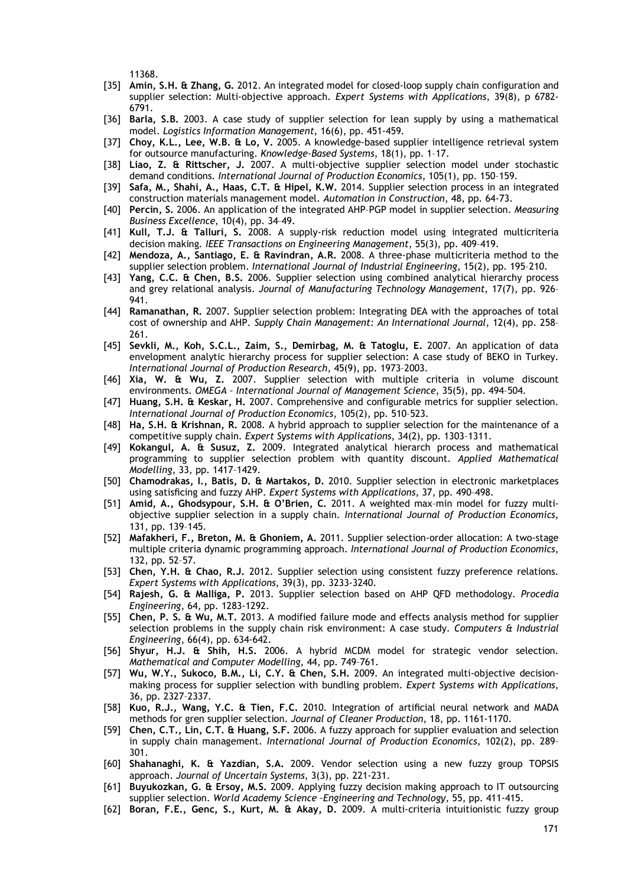11368.

[35] **Amin, S.H. & Zhang, G.** 2012. An integrated model for closed-loop supply chain configuration and supplier selection: Multi-objective approach. *Expert Systems with Applications*, 39(8), p 6782-6791.

[36] **Barla, S.B.** 2003. A case study of supplier selection for lean supply by using a mathematical model. *Logistics Information Management*, 16(6), pp. 451-459.

[37] **Choy, K.L., Lee, W.B. & Lo, V.** 2005. A knowledge-based supplier intelligence retrieval system for outsource manufacturing. *Knowledge-Based Systems*, 18(1), pp. 1–17.

[38] **Liao, Z. & Rittscher, J.** 2007. A multi-objective supplier selection model under stochastic demand conditions. *International Journal of Production Economics*, 105(1), pp. 150–159.

[39] **Safa, M., Shahi, A., Haas, C.T. & Hipel, K.W.** 2014. Supplier selection process in an integrated construction materials management model. *Automation in Construction*, 48, pp. 64-73.

[40] **Percin, S.** 2006. An application of the integrated AHP–PGP model in supplier selection. *Measuring Business Excellence*, 10(4), pp. 34–49.

[41] **Kull, T.J. & Talluri, S.** 2008. A supply-risk reduction model using integrated multicriteria decision making. *IEEE Transactions on Engineering Management*, 55(3), pp. 409–419.

[42] **Mendoza, A., Santiago, E. & Ravindran, A.R.** 2008. A three-phase multicriteria method to the supplier selection problem. *International Journal of Industrial Engineering*, 15(2), pp. 195–210.

[43] **Yang, C.C. & Chen, B.S.** 2006. Supplier selection using combined analytical hierarchy process and grey relational analysis. *Journal of Manufacturing Technology Management*, 17(7), pp. 926–941.

[44] **Ramanathan, R.** 2007. Supplier selection problem: Integrating DEA with the approaches of total cost of ownership and AHP. *Supply Chain Management: An International Journal*, 12(4), pp. 258–261.

[45] **Sevkli, M., Koh, S.C.L., Zaim, S., Demirbag, M. & Tatoglu, E.** 2007. An application of data envelopment analytic hierarchy process for supplier selection: A case study of BEKO in Turkey. *International Journal of Production Research*, 45(9), pp. 1973–2003.

[46] **Xia, W. & Wu, Z.** 2007. Supplier selection with multiple criteria in volume discount environments. *OMEGA – International Journal of Management Science*, 35(5), pp. 494–504.

[47] **Huang, S.H. & Keskar, H.** 2007. Comprehensive and configurable metrics for supplier selection. *International Journal of Production Economics*, 105(2), pp. 510–523.

[48] **Ha, S.H. & Krishnan, R.** 2008. A hybrid approach to supplier selection for the maintenance of a competitive supply chain. *Expert Systems with Applications*, 34(2), pp. 1303–1311.

[49] **Kokangul, A. & Susuz, Z.** 2009. Integrated analytical hierarch process and mathematical programming to supplier selection problem with quantity discount. *Applied Mathematical Modelling*, 33, pp. 1417–1429.

[50] **Chamodrakas, I., Batis, D. & Martakos, D.** 2010. Supplier selection in electronic marketplaces using satisficing and fuzzy AHP. *Expert Systems with Applications*, 37, pp. 490–498.

[51] **Amid, A., Ghodsypour, S.H. & O'Brien, C.** 2011. A weighted max–min model for fuzzy multi-objective supplier selection in a supply chain. *International Journal of Production Economics*, 131, pp. 139–145.

[52] **Mafakheri, F., Breton, M. & Ghoniem, A.** 2011. Supplier selection-order allocation: A two-stage multiple criteria dynamic programming approach. *International Journal of Production Economics*, 132, pp. 52–57.

[53] **Chen, Y.H. & Chao, R.J.** 2012. Supplier selection using consistent fuzzy preference relations. *Expert Systems with Applications*, 39(3), pp. 3233-3240.

[54] **Rajesh, G. & Malliga, P.** 2013. Supplier selection based on AHP QFD methodology. *Procedia Engineering*, 64, pp. 1283-1292.

[55] **Chen, P. S. & Wu, M.T.** 2013. A modified failure mode and effects analysis method for supplier selection problems in the supply chain risk environment: A case study. *Computers & Industrial Engineering*, 66(4), pp. 634-642.

[56] **Shyur, H.J. & Shih, H.S.** 2006. A hybrid MCDM model for strategic vendor selection. *Mathematical and Computer Modelling*, 44, pp. 749–761.

[57] **Wu, W.Y., Sukoco, B.M., Li, C.Y. & Chen, S.H.** 2009. An integrated multi-objective decision-making process for supplier selection with bundling problem. *Expert Systems with Applications*, 36, pp. 2327–2337.

[58] **Kuo, R.J., Wang, Y.C. & Tien, F.C.** 2010. Integration of artificial neural network and MADA methods for gren supplier selection. *Journal of Cleaner Production*, 18, pp. 1161-1170.

[59] **Chen, C.T., Lin, C.T. & Huang, S.F.** 2006. A fuzzy approach for supplier evaluation and selection in supply chain management. *International Journal of Production Economics*, 102(2), pp. 289–301.

[60] **Shahanaghi, K. & Yazdian, S.A.** 2009. Vendor selection using a new fuzzy group TOPSIS approach. *Journal of Uncertain Systems*, 3(3), pp. 221-231.

[61] **Buyukozkan, G. & Ersoy, M.S.** 2009. Applying fuzzy decision making approach to IT outsourcing supplier selection. *World Academy Science –Engineering and Technology*, 55, pp. 411-415.

[62] **Boran, F.E., Genc, S., Kurt, M. & Akay, D.** 2009. A multi-criteria intuitionistic fuzzy group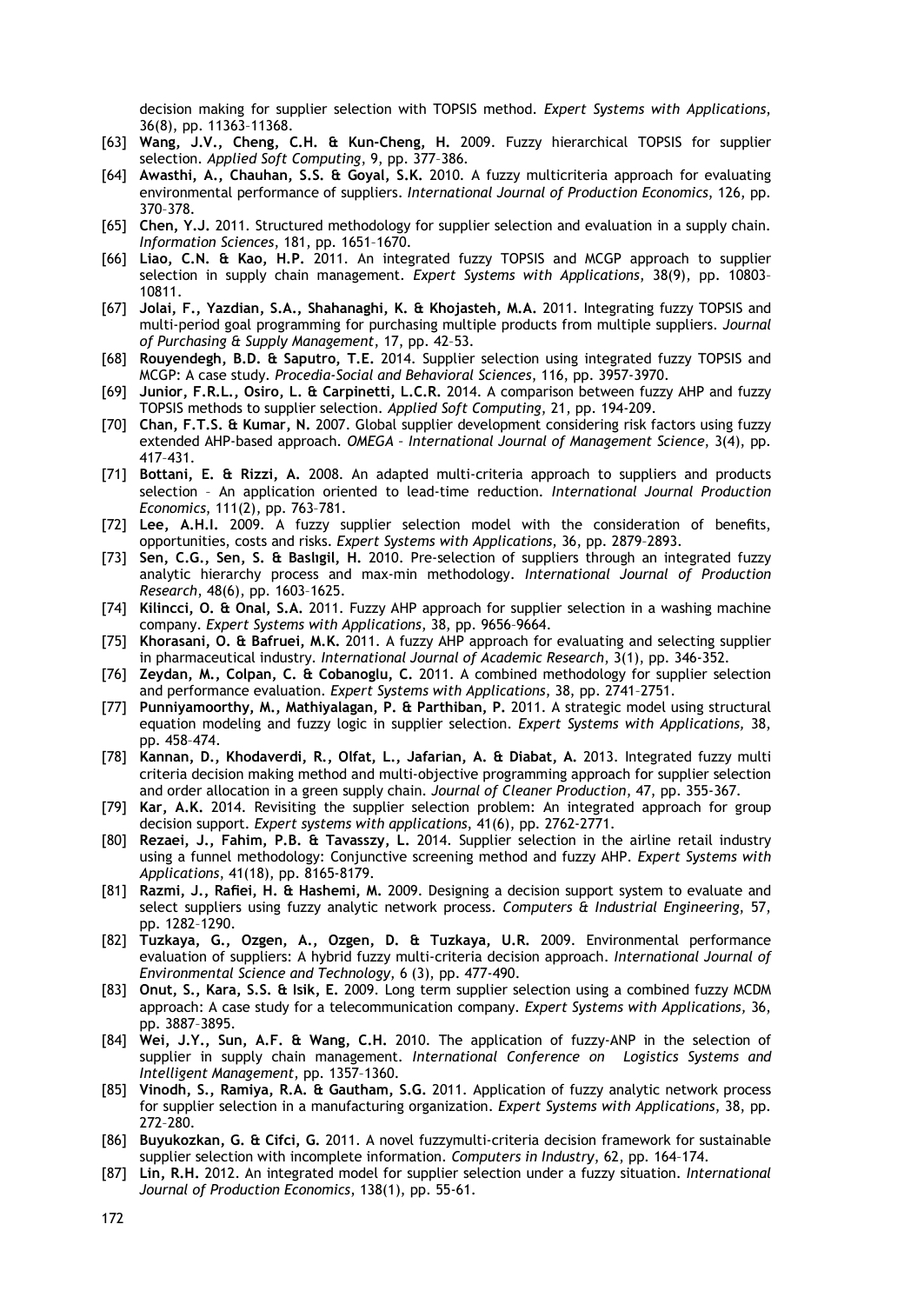decision making for supplier selection with TOPSIS method. *Expert Systems with Applications*, 36(8), pp. 11363–11368.

[63] **Wang, J.V., Cheng, C.H. & Kun-Cheng, H.** 2009. Fuzzy hierarchical TOPSIS for supplier selection. *Applied Soft Computing*, 9, pp. 377–386.

[64] **Awasthi, A., Chauhan, S.S. & Goyal, S.K.** 2010. A fuzzy multicriteria approach for evaluating environmental performance of suppliers. *International Journal of Production Economics*, 126, pp. 370–378.

[65] **Chen, Y.J.** 2011. Structured methodology for supplier selection and evaluation in a supply chain. *Information Sciences*, 181, pp. 1651–1670.

[66] **Liao, C.N. & Kao, H.P.** 2011. An integrated fuzzy TOPSIS and MCGP approach to supplier selection in supply chain management. *Expert Systems with Applications*, 38(9), pp. 10803–10811.

[67] **Jolai, F., Yazdian, S.A., Shahanaghi, K. & Khojasteh, M.A.** 2011. Integrating fuzzy TOPSIS and multi-period goal programming for purchasing multiple products from multiple suppliers. *Journal of Purchasing & Supply Management*, 17, pp. 42–53.

[68] **Rouyendegh, B.D. & Saputro, T.E.** 2014. Supplier selection using integrated fuzzy TOPSIS and MCGP: A case study. *Procedia-Social and Behavioral Sciences*, 116, pp. 3957-3970.

[69] **Junior, F.R.L., Osiro, L. & Carpinetti, L.C.R.** 2014. A comparison between fuzzy AHP and fuzzy TOPSIS methods to supplier selection. *Applied Soft Computing*, 21, pp. 194-209.

[70] **Chan, F.T.S. & Kumar, N.** 2007. Global supplier development considering risk factors using fuzzy extended AHP-based approach. *OMEGA – International Journal of Management Science*, 3(4), pp. 417–431.

[71] **Bottani, E. & Rizzi, A.** 2008. An adapted multi-criteria approach to suppliers and products selection – An application oriented to lead-time reduction. *International Journal Production Economics*, 111(2), pp. 763–781.

[72] **Lee, A.H.I.** 2009. A fuzzy supplier selection model with the consideration of benefits, opportunities, costs and risks. *Expert Systems with Applications*, 36, pp. 2879–2893.

[73] **Sen, C.G., Sen, S. & Baslıgil, H.** 2010. Pre-selection of suppliers through an integrated fuzzy analytic hierarchy process and max-min methodology. *International Journal of Production Research*, 48(6), pp. 1603–1625.

[74] **Kilincci, O. & Onal, S.A.** 2011. Fuzzy AHP approach for supplier selection in a washing machine company. *Expert Systems with Applications*, 38, pp. 9656–9664.

[75] **Khorasani, O. & Bafruei, M.K.** 2011. A fuzzy AHP approach for evaluating and selecting supplier in pharmaceutical industry. *International Journal of Academic Research*, 3(1), pp. 346-352.

[76] **Zeydan, M., Colpan, C. & Cobanoglu, C.** 2011. A combined methodology for supplier selection and performance evaluation. *Expert Systems with Applications*, 38, pp. 2741–2751.

[77] **Punniyamoorthy, M., Mathiyalagan, P. & Parthiban, P.** 2011. A strategic model using structural equation modeling and fuzzy logic in supplier selection. *Expert Systems with Applications,* 38, pp. 458–474.

[78] **Kannan, D., Khodaverdi, R., Olfat, L., Jafarian, A. & Diabat, A.** 2013. Integrated fuzzy multi criteria decision making method and multi-objective programming approach for supplier selection and order allocation in a green supply chain. *Journal of Cleaner Production*, 47, pp. 355-367.

[79] **Kar, A.K.** 2014. Revisiting the supplier selection problem: An integrated approach for group decision support. *Expert systems with applications*, 41(6), pp. 2762-2771.

[80] **Rezaei, J., Fahim, P.B. & Tavasszy, L.** 2014. Supplier selection in the airline retail industry using a funnel methodology: Conjunctive screening method and fuzzy AHP. *Expert Systems with Applications*, 41(18), pp. 8165-8179.

[81] **Razmi, J., Rafiei, H. & Hashemi, M.** 2009. Designing a decision support system to evaluate and select suppliers using fuzzy analytic network process. *Computers & Industrial Engineering*, 57, pp. 1282–1290.

[82] **Tuzkaya, G., Ozgen, A., Ozgen, D. & Tuzkaya, U.R.** 2009. Environmental performance evaluation of suppliers: A hybrid fuzzy multi-criteria decision approach. *International Journal of Environmental Science and Technology*, 6 (3), pp. 477-490.

[83] **Onut, S., Kara, S.S. & Isik, E.** 2009. Long term supplier selection using a combined fuzzy MCDM approach: A case study for a telecommunication company. *Expert Systems with Applications,* 36, pp. 3887–3895.

[84] **Wei, J.Y., Sun, A.F. & Wang, C.H.** 2010. The application of fuzzy-ANP in the selection of supplier in supply chain management. *International Conference on Logistics Systems and Intelligent Management*, pp. 1357–1360.

[85] **Vinodh, S., Ramiya, R.A. & Gautham, S.G.** 2011. Application of fuzzy analytic network process for supplier selection in a manufacturing organization. *Expert Systems with Applications*, 38, pp. 272–280.

[86] **Buyukozkan, G. & Cifci, G.** 2011. A novel fuzzymulti-criteria decision framework for sustainable supplier selection with incomplete information. *Computers in Industry*, 62, pp. 164–174.

[87] **Lin, R.H.** 2012. An integrated model for supplier selection under a fuzzy situation. *International Journal of Production Economics*, 138(1), pp. 55-61.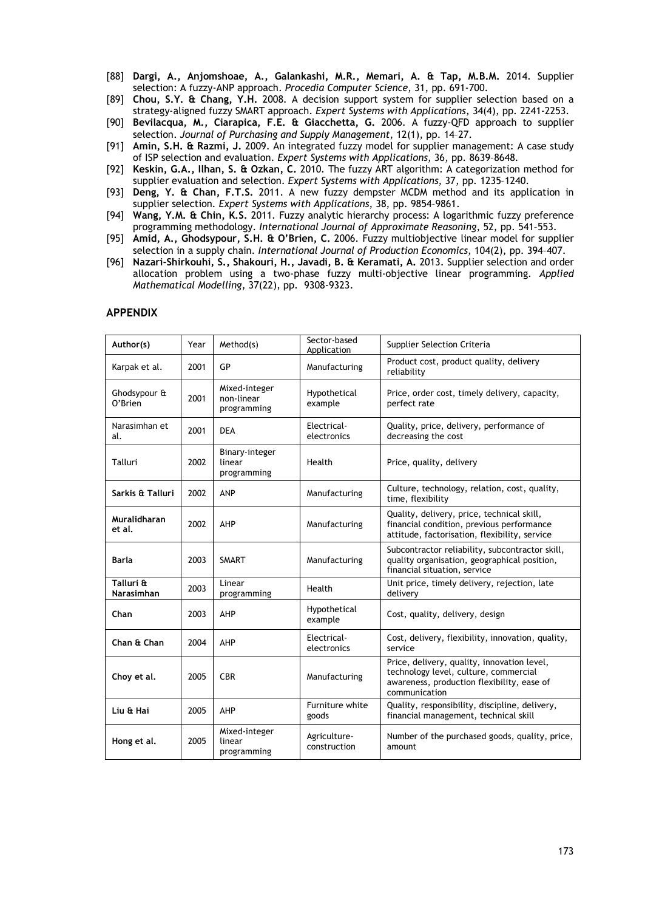[88] **Dargi, A., Anjomshoae, A., Galankashi, M.R., Memari, A. & Tap, M.B.M.** 2014. Supplier selection: A fuzzy-ANP approach. *Procedia Computer Science*, 31, pp. 691-700.

[89] **Chou, S.Y. & Chang, Y.H.** 2008. A decision support system for supplier selection based on a strategy-aligned fuzzy SMART approach. *Expert Systems with Applications*, 34(4), pp. 2241-2253.

[90] **Bevilacqua, M., Ciarapica, F.E. & Giacchetta, G.** 2006. A fuzzy-QFD approach to supplier selection. *Journal of Purchasing and Supply Management*, 12(1), pp. 14–27.

[91] **Amin, S.H. & Razmi, J.** 2009. An integrated fuzzy model for supplier management: A case study of ISP selection and evaluation. *Expert Systems with Applications*, 36, pp. 8639–8648.

[92] **Keskin, G.A., Ilhan, S. & Ozkan, C.** 2010. The fuzzy ART algorithm: A categorization method for supplier evaluation and selection. *Expert Systems with Applications*, 37, pp. 1235–1240.

[93] **Deng, Y. & Chan, F.T.S.** 2011. A new fuzzy dempster MCDM method and its application in supplier selection. *Expert Systems with Applications*, 38, pp. 9854–9861.

[94] **Wang, Y.M. & Chin, K.S.** 2011. Fuzzy analytic hierarchy process: A logarithmic fuzzy preference programming methodology. *International Journal of Approximate Reasoning*, 52, pp. 541–553.

[95] **Amid, A., Ghodsypour, S.H. & O'Brien, C.** 2006. Fuzzy multiobjective linear model for supplier selection in a supply chain. *International Journal of Production Economics*, 104(2), pp. 394–407.

[96] **Nazari-Shirkouhi, S., Shakouri, H., Javadi, B. & Keramati, A.** 2013. Supplier selection and order allocation problem using a two-phase fuzzy multi-objective linear programming. *Applied Mathematical Modelling*, 37(22), pp. 9308-9323.

## APPENDIX

| Author(s) | Year | Method(s) | Sector-based Application | Supplier Selection Criteria |
|---|---|---|---|---|
| Karpak et al. | 2001 | GP | Manufacturing | Product cost, product quality, delivery reliability |
| Ghodsypour & O'Brien | 2001 | Mixed-integer non-linear programming | Hypothetical example | Price, order cost, timely delivery, capacity, perfect rate |
| Narasimhan et al. | 2001 | DEA | Electrical-electronics | Quality, price, delivery, performance of decreasing the cost |
| Talluri | 2002 | Binary-integer linear programming | Health | Price, quality, delivery |
| **Sarkis & Talluri** | 2002 | ANP | Manufacturing | Culture, technology, relation, cost, quality, time, flexibility |
| **Muralidharan et al.** | 2002 | AHP | Manufacturing | Quality, delivery, price, technical skill, financial condition, previous performance attitude, factorisation, flexibility, service |
| **Barla** | 2003 | SMART | Manufacturing | Subcontractor reliability, subcontractor skill, quality organisation, geographical position, financial situation, service |
| **Talluri & Narasimhan** | 2003 | Linear programming | Health | Unit price, timely delivery, rejection, late delivery |
| **Chan** | 2003 | AHP | Hypothetical example | Cost, quality, delivery, design |
| **Chan & Chan** | 2004 | AHP | Electrical-electronics | Cost, delivery, flexibility, innovation, quality, service |
| **Choy et al.** | 2005 | CBR | Manufacturing | Price, delivery, quality, innovation level, technology level, culture, commercial awareness, production flexibility, ease of communication |
| **Liu & Hai** | 2005 | AHP | Furniture white goods | Quality, responsibility, discipline, delivery, financial management, technical skill |
| **Hong et al.** | 2005 | Mixed-integer linear programming | Agriculture-construction | Number of the purchased goods, quality, price, amount |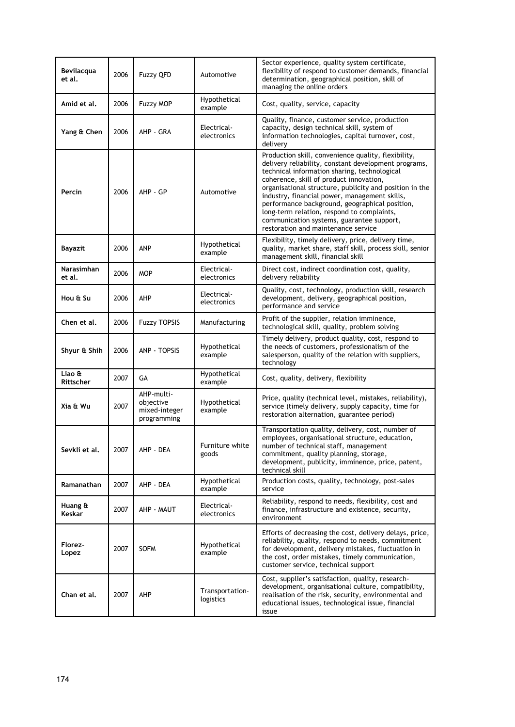| **Bevilacqua et al.** | 2006 | Fuzzy QFD | Automotive | Sector experience, quality system certificate, flexibility of respond to customer demands, financial determination, geographical position, skill of managing the online orders |
|---|---|---|---|---|
| **Amid et al.** | 2006 | Fuzzy MOP | Hypothetical example | Cost, quality, service, capacity |
| **Yang & Chen** | 2006 | AHP - GRA | Electrical-electronics | Quality, finance, customer service, production capacity, design technical skill, system of information technologies, capital turnover, cost, delivery |
| **Percin** | 2006 | AHP - GP | Automotive | Production skill, convenience quality, flexibility, delivery reliability, constant development programs, technical information sharing, technological coherence, skill of product innovation, organisational structure, publicity and position in the industry, financial power, management skills, performance background, geographical position, long-term relation, respond to complaints, communication systems, guarantee support, restoration and maintenance service |
| **Bayazit** | 2006 | ANP | Hypothetical example | Flexibility, timely delivery, price, delivery time, quality, market share, staff skill, process skill, senior management skill, financial skill |
| **Narasimhan et al.** | 2006 | MOP | Electrical-electronics | Direct cost, indirect coordination cost, quality, delivery reliability |
| **Hou & Su** | 2006 | AHP | Electrical-electronics | Quality, cost, technology, production skill, research development, delivery, geographical position, performance and service |
| **Chen et al.** | 2006 | Fuzzy TOPSIS | Manufacturing | Profit of the supplier, relation imminence, technological skill, quality, problem solving |
| **Shyur & Shih** | 2006 | ANP - TOPSIS | Hypothetical example | Timely delivery, product quality, cost, respond to the needs of customers, professionalism of the salesperson, quality of the relation with suppliers, technology |
| **Liao & Rittscher** | 2007 | GA | Hypothetical example | Cost, quality, delivery, flexibility |
| **Xia & Wu** | 2007 | AHP-multi-objective mixed-integer programming | Hypothetical example | Price, quality (technical level, mistakes, reliability), service (timely delivery, supply capacity, time for restoration alternation, guarantee period) |
| **Sevkli et al.** | 2007 | AHP - DEA | Furniture white goods | Transportation quality, delivery, cost, number of employees, organisational structure, education, number of technical staff, management commitment, quality planning, storage, development, publicity, imminence, price, patent, technical skill |
| **Ramanathan** | 2007 | AHP - DEA | Hypothetical example | Production costs, quality, technology, post-sales service |
| **Huang & Keskar** | 2007 | AHP - MAUT | Electrical-electronics | Reliability, respond to needs, flexibility, cost and finance, infrastructure and existence, security, environment |
| **Florez-Lopez** | 2007 | SOFM | Hypothetical example | Efforts of decreasing the cost, delivery delays, price, reliability, quality, respond to needs, commitment for development, delivery mistakes, fluctuation in the cost, order mistakes, timely communication, customer service, technical support |
| **Chan et al.** | 2007 | AHP | Transportation-logistics | Cost, supplier's satisfaction, quality, research-development, organisational culture, compatibility, realisation of the risk, security, environmental and educational issues, technological issue, financial issue |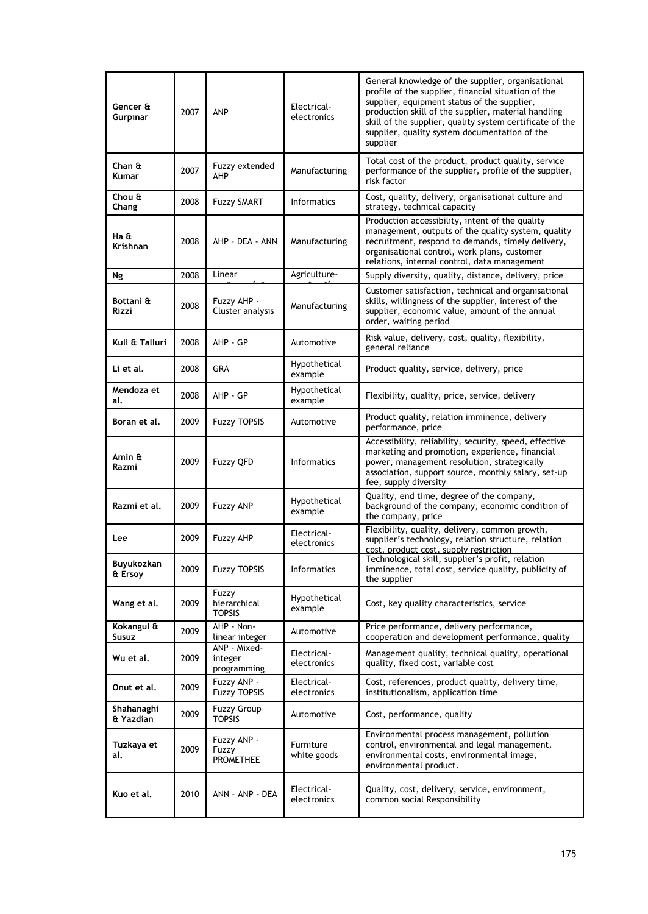| | | | | |
|---|---|---|---|---|
| **Gencer & Gurpınar** | 2007 | ANP | Electrical-electronics | General knowledge of the supplier, organisational profile of the supplier, financial situation of the supplier, equipment status of the supplier, production skill of the supplier, material handling skill of the supplier, quality system certificate of the supplier, quality system documentation of the supplier |
| **Chan & Kumar** | 2007 | Fuzzy extended AHP | Manufacturing | Total cost of the product, product quality, service performance of the supplier, profile of the supplier, risk factor |
| **Chou & Chang** | 2008 | Fuzzy SMART | Informatics | Cost, quality, delivery, organisational culture and strategy, technical capacity |
| **Ha & Krishnan** | 2008 | AHP – DEA - ANN | Manufacturing | Production accessibility, intent of the quality management, outputs of the quality system, quality recruitment, respond to demands, timely delivery, organisational control, work plans, customer relations, internal control, data management |
| **Ng** | 2008 | Linear | Agriculture- | Supply diversity, quality, distance, delivery, price |
| **Bottani & Rizzi** | 2008 | Fuzzy AHP - Cluster analysis | Manufacturing | Customer satisfaction, technical and organisational skills, willingness of the supplier, interest of the supplier, economic value, amount of the annual order, waiting period |
| **Kull & Talluri** | 2008 | AHP - GP | Automotive | Risk value, delivery, cost, quality, flexibility, general reliance |
| **Li et al.** | 2008 | GRA | Hypothetical example | Product quality, service, delivery, price |
| **Mendoza et al.** | 2008 | AHP - GP | Hypothetical example | Flexibility, quality, price, service, delivery |
| **Boran et al.** | 2009 | Fuzzy TOPSIS | Automotive | Product quality, relation imminence, delivery performance, price |
| **Amin & Razmi** | 2009 | Fuzzy QFD | Informatics | Accessibility, reliability, security, speed, effective marketing and promotion, experience, financial power, management resolution, strategically association, support source, monthly salary, set-up fee, supply diversity |
| **Razmi et al.** | 2009 | Fuzzy ANP | Hypothetical example | Quality, end time, degree of the company, background of the company, economic condition of the company, price |
| **Lee** | 2009 | Fuzzy AHP | Electrical-electronics | Flexibility, quality, delivery, common growth, supplier's technology, relation structure, relation cost, product cost, supply restriction |
| **Buyukozkan & Ersoy** | 2009 | Fuzzy TOPSIS | Informatics | Technological skill, supplier's profit, relation imminence, total cost, service quality, publicity of the supplier |
| **Wang et al.** | 2009 | Fuzzy hierarchical TOPSIS | Hypothetical example | Cost, key quality characteristics, service |
| **Kokangul & Susuz** | 2009 | AHP - Non-linear integer | Automotive | Price performance, delivery performance, cooperation and development performance, quality |
| **Wu et al.** | 2009 | ANP - Mixed-integer programming | Electrical-electronics | Management quality, technical quality, operational quality, fixed cost, variable cost |
| **Onut et al.** | 2009 | Fuzzy ANP - Fuzzy TOPSIS | Electrical-electronics | Cost, references, product quality, delivery time, institutionalism, application time |
| **Shahanaghi & Yazdian** | 2009 | Fuzzy Group TOPSIS | Automotive | Cost, performance, quality |
| **Tuzkaya et al.** | 2009 | Fuzzy ANP - Fuzzy PROMETHEE | Furniture white goods | Environmental process management, pollution control, environmental and legal management, environmental costs, environmental image, environmental product. |
| **Kuo et al.** | 2010 | ANN – ANP - DEA | Electrical-electronics | Quality, cost, delivery, service, environment, common social Responsibility |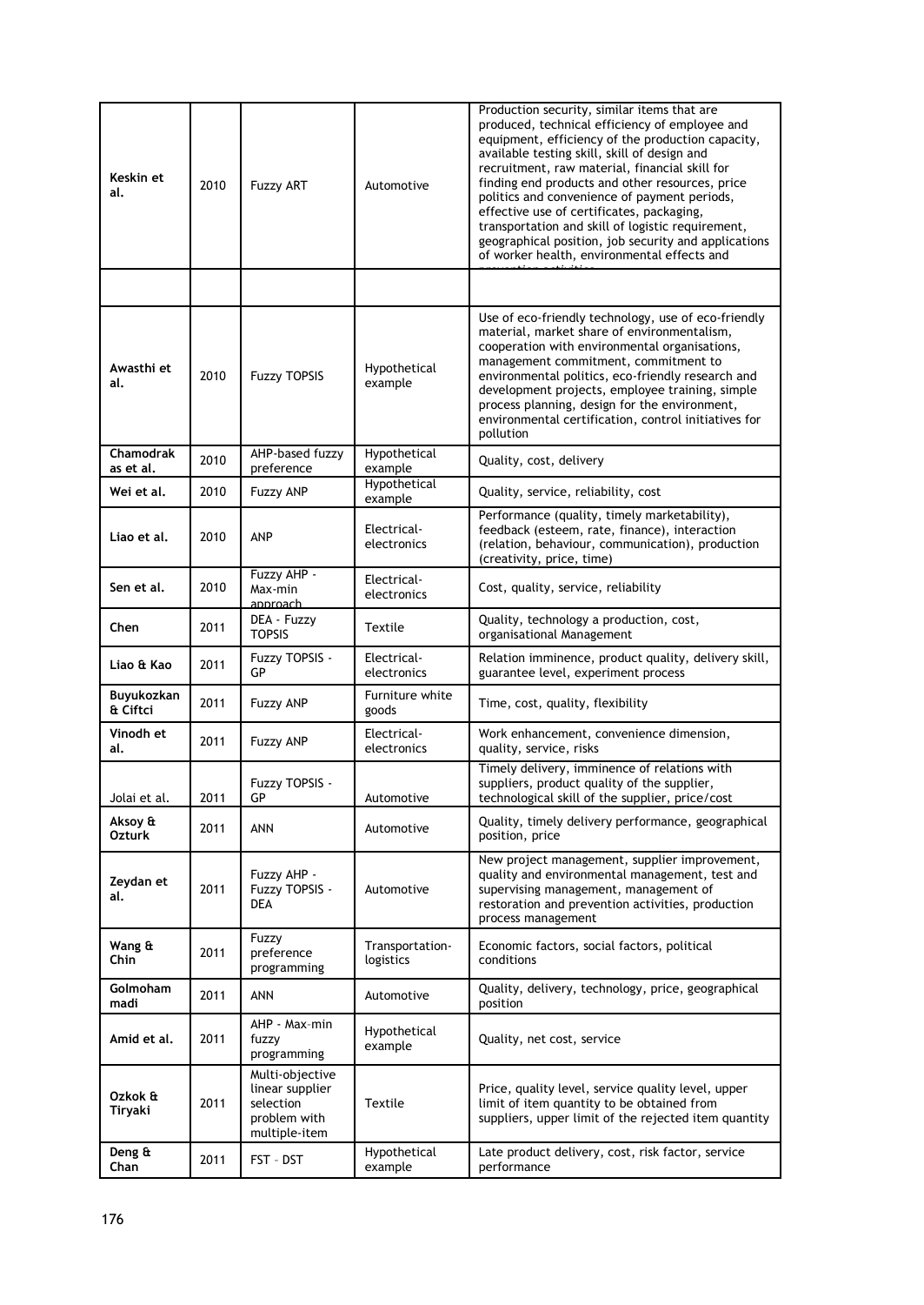| | | | | |
|---|---|---|---|---|
| **Keskin et al.** | 2010 | Fuzzy ART | Automotive | Production security, similar items that are produced, technical efficiency of employee and equipment, efficiency of the production capacity, available testing skill, skill of design and recruitment, raw material, financial skill for finding end products and other resources, price politics and convenience of payment periods, effective use of certificates, packaging, transportation and skill of logistic requirement, geographical position, job security and applications of worker health, environmental effects and prevention activities |
| | | | | |
| **Awasthi et al.** | 2010 | Fuzzy TOPSIS | Hypothetical example | Use of eco-friendly technology, use of eco-friendly material, market share of environmentalism, cooperation with environmental organisations, management commitment, commitment to environmental politics, eco-friendly research and development projects, employee training, simple process planning, design for the environment, environmental certification, control initiatives for pollution |
| **Chamodrakas et al.** | 2010 | AHP-based fuzzy preference | Hypothetical example | Quality, cost, delivery |
| **Wei et al.** | 2010 | Fuzzy ANP | Hypothetical example | Quality, service, reliability, cost |
| **Liao et al.** | 2010 | ANP | Electrical-electronics | Performance (quality, timely marketability), feedback (esteem, rate, finance), interaction (relation, behaviour, communication), production (creativity, price, time) |
| **Sen et al.** | 2010 | Fuzzy AHP - Max-min approach | Electrical-electronics | Cost, quality, service, reliability |
| **Chen** | 2011 | DEA - Fuzzy TOPSIS | Textile | Quality, technology a production, cost, organisational Management |
| **Liao & Kao** | 2011 | Fuzzy TOPSIS - GP | Electrical-electronics | Relation imminence, product quality, delivery skill, guarantee level, experiment process |
| **Buyukozkan & Ciftci** | 2011 | Fuzzy ANP | Furniture white goods | Time, cost, quality, flexibility |
| **Vinodh et al.** | 2011 | Fuzzy ANP | Electrical-electronics | Work enhancement, convenience dimension, quality, service, risks |
| Jolai et al. | 2011 | Fuzzy TOPSIS - GP | Automotive | Timely delivery, imminence of relations with suppliers, product quality of the supplier, technological skill of the supplier, price/cost |
| **Aksoy & Ozturk** | 2011 | ANN | Automotive | Quality, timely delivery performance, geographical position, price |
| **Zeydan et al.** | 2011 | Fuzzy AHP - Fuzzy TOPSIS - DEA | Automotive | New project management, supplier improvement, quality and environmental management, test and supervising management, management of restoration and prevention activities, production process management |
| **Wang & Chin** | 2011 | Fuzzy preference programming | Transportation-logistics | Economic factors, social factors, political conditions |
| **Golmohammadi** | 2011 | ANN | Automotive | Quality, delivery, technology, price, geographical position |
| **Amid et al.** | 2011 | AHP - Max-min fuzzy programming | Hypothetical example | Quality, net cost, service |
| **Ozkok & Tiryaki** | 2011 | Multi-objective linear supplier selection problem with multiple-item | Textile | Price, quality level, service quality level, upper limit of item quantity to be obtained from suppliers, upper limit of the rejected item quantity |
| **Deng & Chan** | 2011 | FST – DST | Hypothetical example | Late product delivery, cost, risk factor, service performance |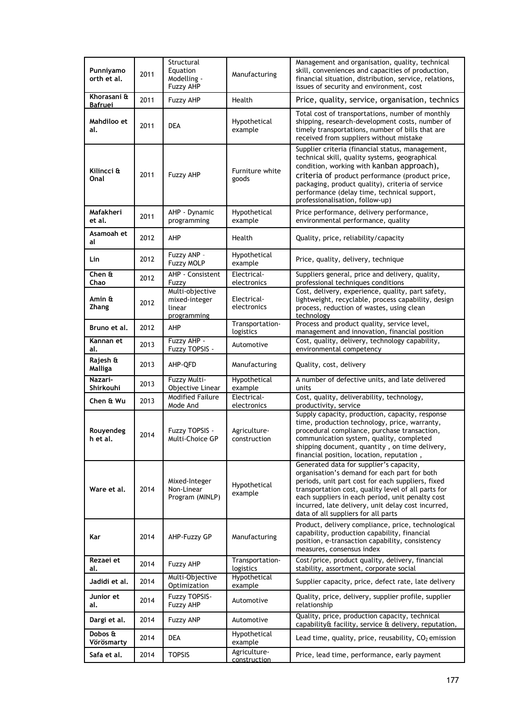| | | | | |
|---|---|---|---|---|
| **Punniyamoorth et al.** | 2011 | Structural Equation Modelling - Fuzzy AHP | Manufacturing | Management and organisation, quality, technical skill, conveniences and capacities of production, financial situation, distribution, service, relations, issues of security and environment, cost |
| **Khorasani & Bafruei** | 2011 | Fuzzy AHP | Health | Price, quality, service, organisation, technics |
| **Mahdiloo et al.** | 2011 | DEA | Hypothetical example | Total cost of transportations, number of monthly shipping, research-development costs, number of timely transportations, number of bills that are received from suppliers without mistake |
| **Kilincci & Onal** | 2011 | Fuzzy AHP | Furniture white goods | Supplier criteria (financial status, management, technical skill, quality systems, geographical condition, working with kanban approach), criteria of product performance (product price, packaging, product quality), criteria of service performance (delay time, technical support, professionalisation, follow-up) |
| **Mafakheri et al.** | 2011 | AHP - Dynamic programming | Hypothetical example | Price performance, delivery performance, environmental performance, quality |
| **Asamoah et al** | 2012 | AHP | Health | Quality, price, reliability/capacity |
| **Lin** | 2012 | Fuzzy ANP – Fuzzy MOLP | Hypothetical example | Price, quality, delivery, technique |
| **Chen & Chao** | 2012 | AHP - Consistent Fuzzy | Electrical-electronics | Suppliers general, price and delivery, quality, professional techniques conditions |
| **Amin & Zhang** | 2012 | Multi-objective mixed-integer linear programming | Electrical-electronics | Cost, delivery, experience, quality, part safety, lightweight, recyclable, process capability, design process, reduction of wastes, using clean technology |
| **Bruno et al.** | 2012 | AHP | Transportation-logistics | Process and product quality, service level, management and innovation, financial position |
| **Kannan et al.** | 2013 | Fuzzy AHP - Fuzzy TOPSIS - | Automotive | Cost, quality, delivery, technology capability, environmental competency |
| **Rajesh & Malliga** | 2013 | AHP-QFD | Manufacturing | Quality, cost, delivery |
| **Nazari-Shirkouhi** | 2013 | Fuzzy Multi-Objective Linear | Hypothetical example | A number of defective units, and late delivered units |
| **Chen & Wu** | 2013 | Modified Failure Mode And | Electrical-electronics | Cost, quality, deliverability, technology, productivity, service |
| **Rouyendegh et al.** | 2014 | Fuzzy TOPSIS - Multi-Choice GP | Agriculture-construction | Supply capacity, production, capacity, response time, production technology, price, warranty, procedural compliance, purchase transaction, communication system, quality, completed shipping document, quantity , on time delivery, financial position, location, reputation , |
| **Ware et al.** | 2014 | Mixed-Integer Non-Linear Program (MINLP) | Hypothetical example | Generated data for supplier's capacity, organisation's demand for each part for both periods, unit part cost for each suppliers, fixed transportation cost, quality level of all parts for each suppliers in each period, unit penalty cost incurred, late delivery, unit delay cost incurred, data of all suppliers for all parts |
| **Kar** | 2014 | AHP-Fuzzy GP | Manufacturing | Product, delivery compliance, price, technological capability, production capability, financial position, e-transaction capability, consistency measures, consensus index |
| **Rezaei et al.** | 2014 | Fuzzy AHP | Transportation-logistics | Cost/price, product quality, delivery, financial stability, assortment, corporate social |
| **Jadidi et al.** | 2014 | Multi-Objective Optimization | Hypothetical example | Supplier capacity, price, defect rate, late delivery |
| **Junior et al.** | 2014 | Fuzzy TOPSIS-Fuzzy AHP | Automotive | Quality, price, delivery, supplier profile, supplier relationship |
| **Dargi et al.** | 2014 | Fuzzy ANP | Automotive | Quality, price, production capacity, technical capability& facility, service & delivery, reputation, |
| **Dobos & Vörösmarty** | 2014 | DEA | Hypothetical example | Lead time, quality, price, reusability, $CO_2$ emission |
| **Safa et al.** | 2014 | TOPSIS | Agriculture-construction | Price, lead time, performance, early payment |